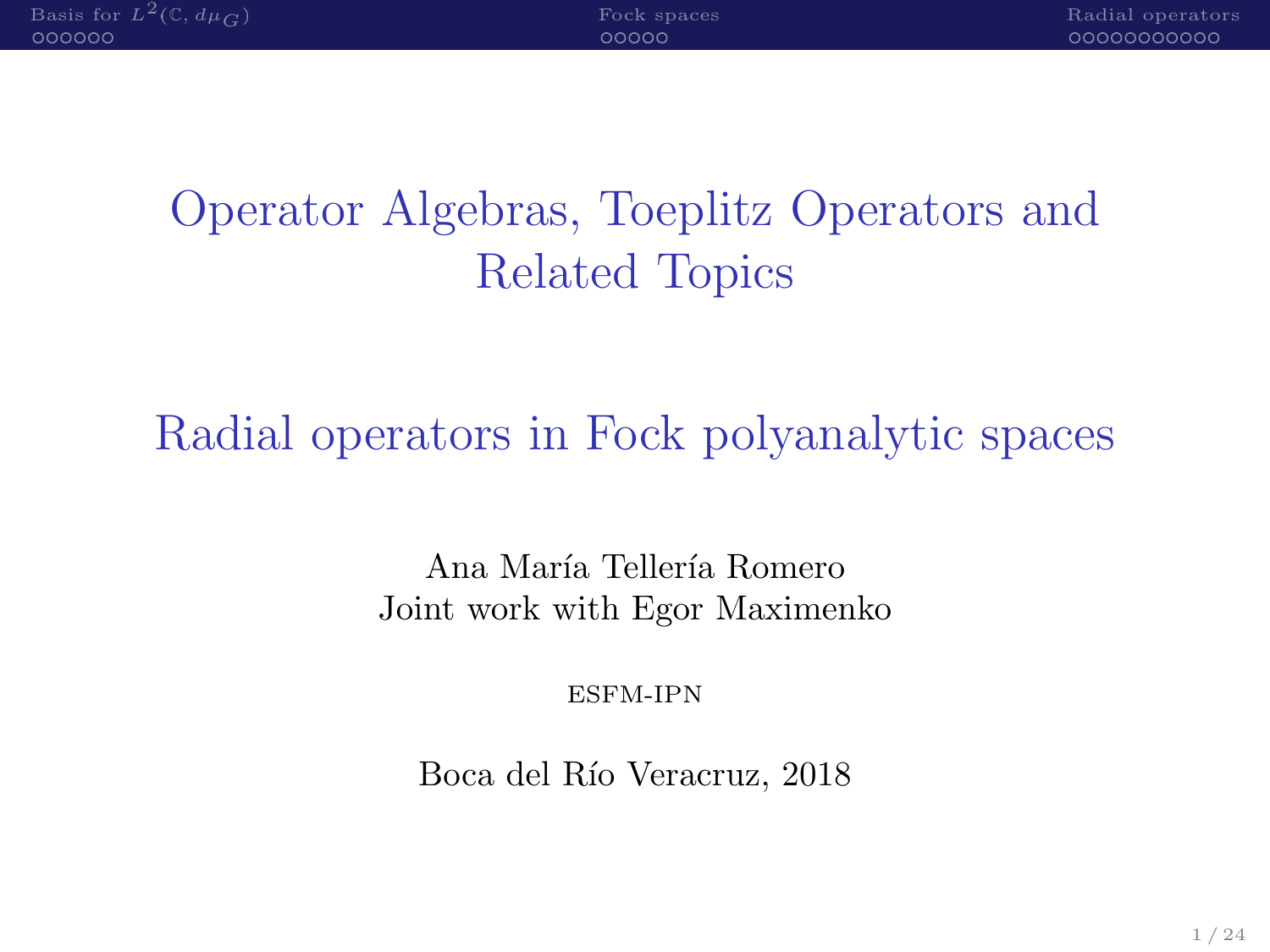# Operator Algebras, Toeplitz Operators and Related Topics

## Radial operators in Fock polyanalytic spaces

Ana María Tellería Romero
Joint work with Egor Maximenko

ESFM-IPN

Boca del Río Veracruz, 2018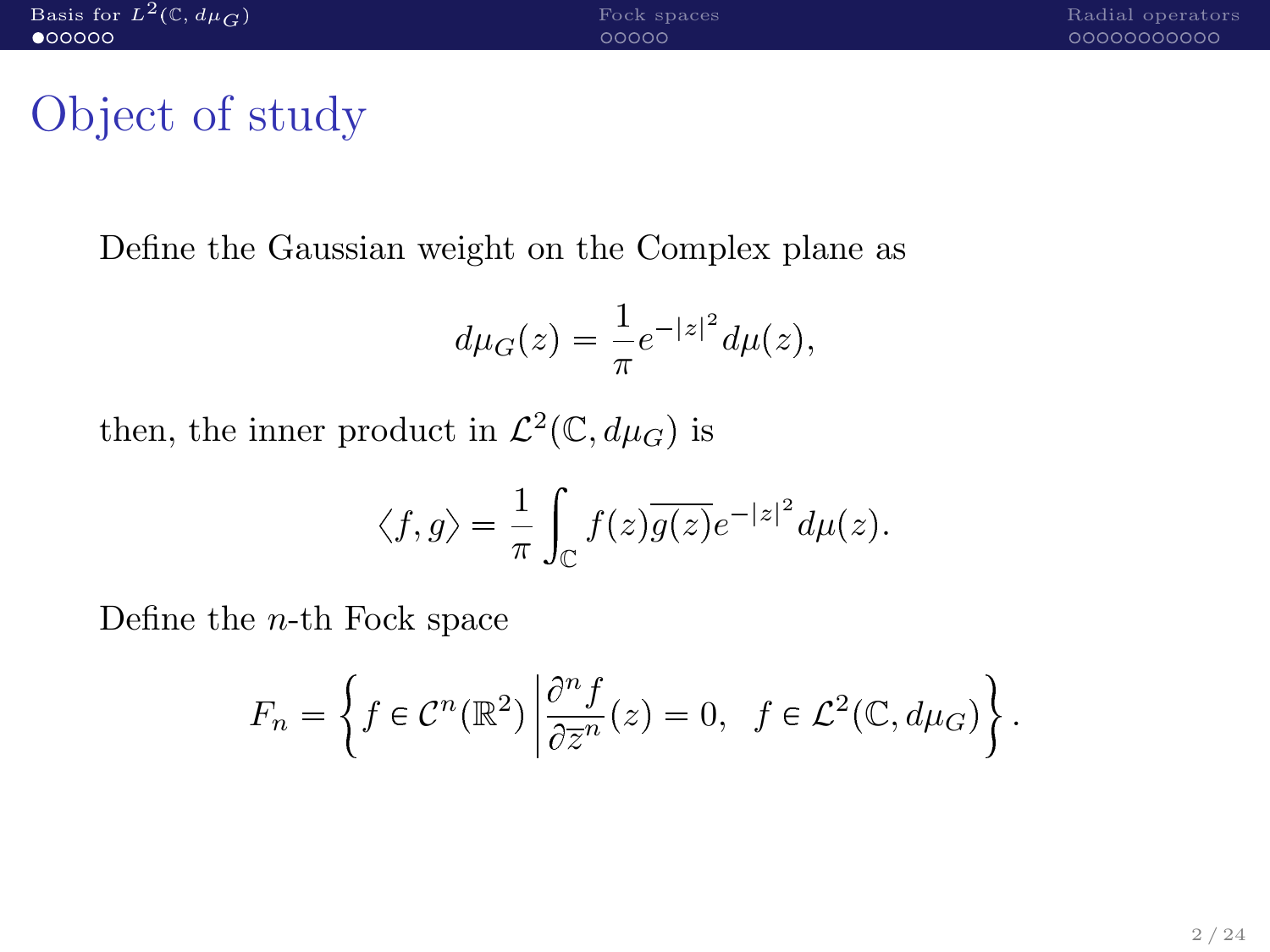# Object of study

Define the Gaussian weight on the Complex plane as

$$d\mu_G(z) = \frac{1}{\pi} e^{-|z|^2} d\mu(z),$$

then, the inner product in $\mathcal{L}^2(\mathbb{C}, d\mu_G)$ is

$$\langle f, g \rangle = \frac{1}{\pi} \int_{\mathbb{C}} f(z) \overline{g(z)} e^{-|z|^2} d\mu(z).$$

Define the $n$-th Fock space

$$F_n = \left\{ f \in \mathcal{C}^n(\mathbb{R}^2) \,\middle|\, \frac{\partial^n f}{\partial \overline{z}^n}(z) = 0, \;\; f \in \mathcal{L}^2(\mathbb{C}, d\mu_G) \right\}.$$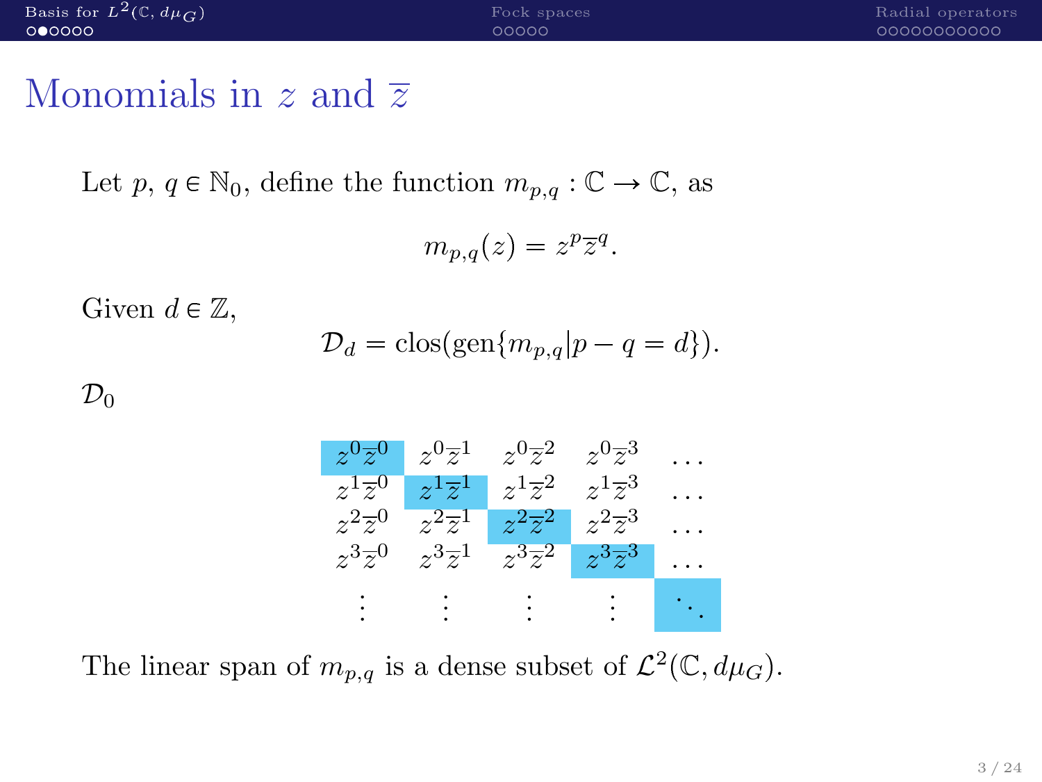# Monomials in $z$ and $\overline{z}$

Let $p,\ q \in \mathbb{N}_0$, define the function $m_{p,q} : \mathbb{C} \to \mathbb{C}$, as

$$m_{p,q}(z) = z^p \overline{z}^q.$$

Given $d \in \mathbb{Z}$,

$$\mathcal{D}_d = \mathrm{clos}(\mathrm{gen}\{m_{p,q} | p - q = d\}).$$

$\mathcal{D}_0$

$$\begin{array}{ccccc}
z^0\overline{z}^0 & z^0\overline{z}^1 & z^0\overline{z}^2 & z^0\overline{z}^3 & \dots \\
z^1\overline{z}^0 & z^1\overline{z}^1 & z^1\overline{z}^2 & z^1\overline{z}^3 & \dots \\
z^2\overline{z}^0 & z^2\overline{z}^1 & z^2\overline{z}^2 & z^2\overline{z}^3 & \dots \\
z^3\overline{z}^0 & z^3\overline{z}^1 & z^3\overline{z}^2 & z^3\overline{z}^3 & \dots \\
\vdots & \vdots & \vdots & \vdots & \ddots
\end{array}$$

The linear span of $m_{p,q}$ is a dense subset of $\mathcal{L}^2(\mathbb{C}, d\mu_G)$.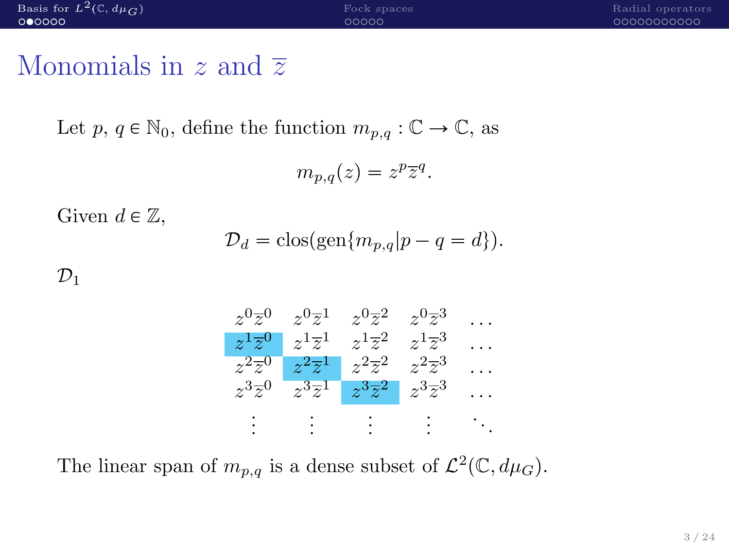# Monomials in $z$ and $\overline{z}$

Let $p,\ q \in \mathbb{N}_0$, define the function $m_{p,q} : \mathbb{C} \to \mathbb{C}$, as

$$m_{p,q}(z) = z^p \overline{z}^q.$$

Given $d \in \mathbb{Z}$,

$$\mathcal{D}_d = \text{clos}(\text{gen}\{m_{p,q} | p - q = d\}).$$

$\mathcal{D}_1$

$$\begin{matrix} z^0\overline{z}^0 & z^0\overline{z}^1 & z^0\overline{z}^2 & z^0\overline{z}^3 & \dots \\ z^1\overline{z}^0 & z^1\overline{z}^1 & z^1\overline{z}^2 & z^1\overline{z}^3 & \dots \\ z^2\overline{z}^0 & z^2\overline{z}^1 & z^2\overline{z}^2 & z^2\overline{z}^3 & \dots \\ z^3\overline{z}^0 & z^3\overline{z}^1 & z^3\overline{z}^2 & z^3\overline{z}^3 & \dots \\ \vdots & \vdots & \vdots & \vdots & \ddots \end{matrix}$$

The linear span of $m_{p,q}$ is a dense subset of $\mathcal{L}^2(\mathbb{C}, d\mu_G)$.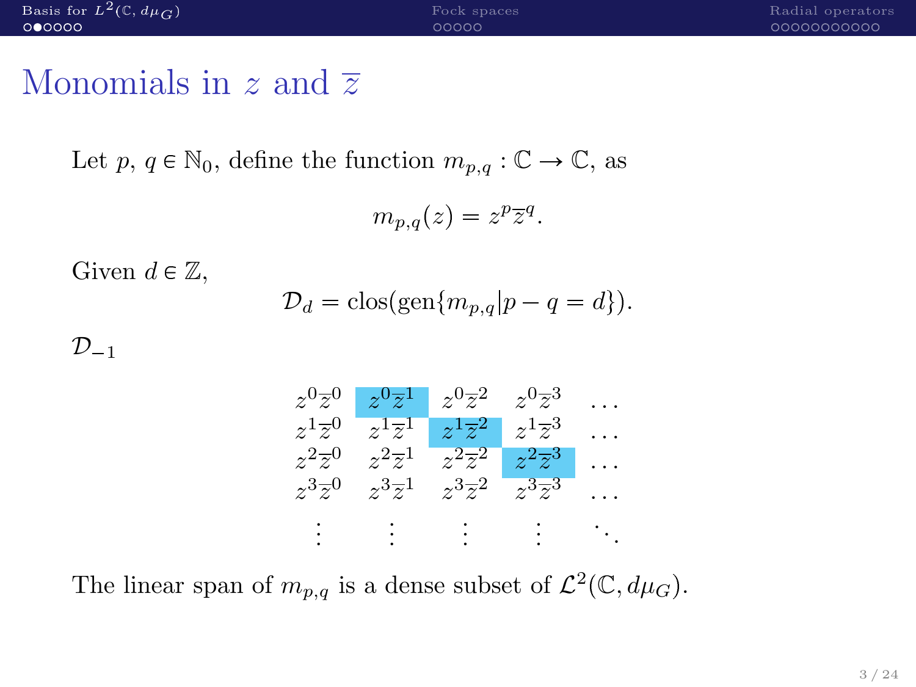# Monomials in $z$ and $\overline{z}$

Let $p$, $q \in \mathbb{N}_0$, define the function $m_{p,q} : \mathbb{C} \to \mathbb{C}$, as

$$m_{p,q}(z) = z^p \overline{z}^q.$$

Given $d \in \mathbb{Z}$,

$$\mathcal{D}_d = \text{clos}(\text{gen}\{m_{p,q} | p - q = d\}).$$

$\mathcal{D}_{-1}$

$$\begin{matrix} z^0\overline{z}^0 & \boxed{z^0\overline{z}^1} & z^0\overline{z}^2 & z^0\overline{z}^3 & \ldots \\ z^1\overline{z}^0 & z^1\overline{z}^1 & \boxed{z^1\overline{z}^2} & z^1\overline{z}^3 & \ldots \\ z^2\overline{z}^0 & z^2\overline{z}^1 & z^2\overline{z}^2 & \boxed{z^2\overline{z}^3} & \ldots \\ z^3\overline{z}^0 & z^3\overline{z}^1 & z^3\overline{z}^2 & z^3\overline{z}^3 & \ldots \\ \vdots & \vdots & \vdots & \vdots & \ddots \end{matrix}$$

The linear span of $m_{p,q}$ is a dense subset of $\mathcal{L}^2(\mathbb{C}, d\mu_G)$.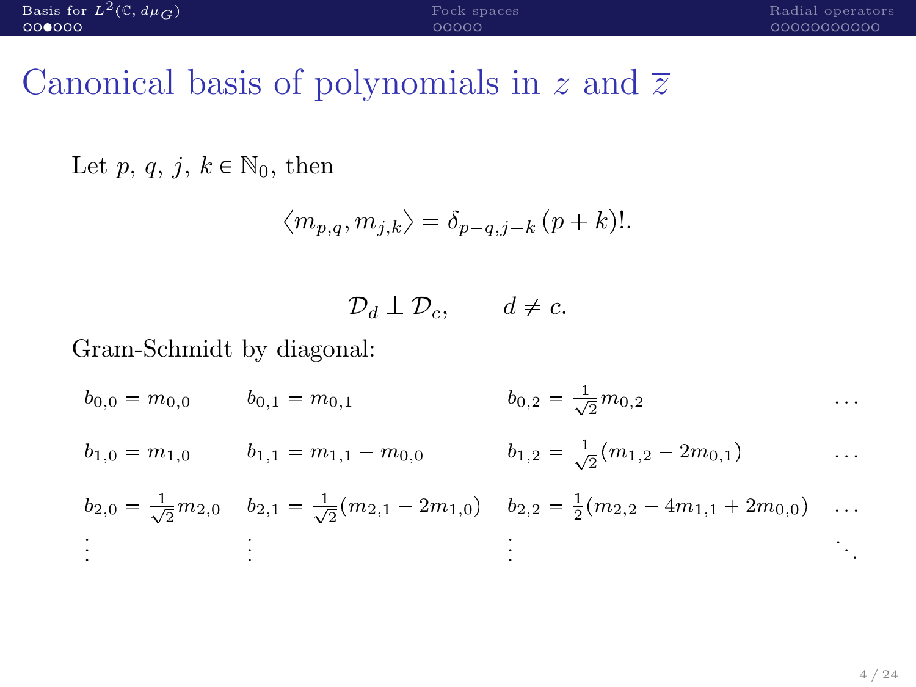# Canonical basis of polynomials in $z$ and $\overline{z}$

Let $p$, $q$, $j$, $k \in \mathbb{N}_0$, then

$$\langle m_{p,q}, m_{j,k} \rangle = \delta_{p-q,j-k}\,(p+k)!.$$

$$\mathcal{D}_d \perp \mathcal{D}_c, \qquad d \neq c.$$

Gram-Schmidt by diagonal:

$$
\begin{array}{llll}
b_{0,0} = m_{0,0} & b_{0,1} = m_{0,1} & b_{0,2} = \frac{1}{\sqrt{2}} m_{0,2} & \cdots \\
b_{1,0} = m_{1,0} & b_{1,1} = m_{1,1} - m_{0,0} & b_{1,2} = \frac{1}{\sqrt{2}}(m_{1,2} - 2m_{0,1}) & \cdots \\
b_{2,0} = \frac{1}{\sqrt{2}} m_{2,0} & b_{2,1} = \frac{1}{\sqrt{2}}(m_{2,1} - 2m_{1,0}) & b_{2,2} = \frac{1}{2}(m_{2,2} - 4m_{1,1} + 2m_{0,0}) & \cdots \\
\vdots & \vdots & \vdots & \ddots
\end{array}
$$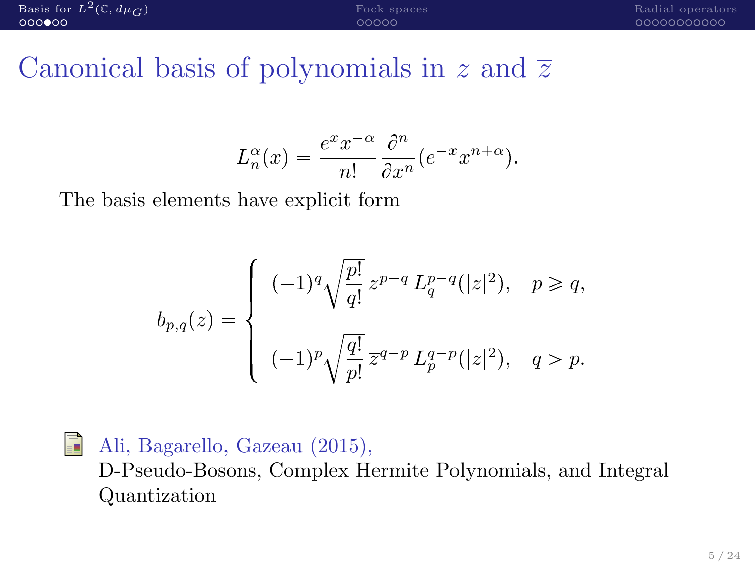# Canonical basis of polynomials in $z$ and $\overline{z}$

$$L_n^{\alpha}(x) = \frac{e^x x^{-\alpha}}{n!} \frac{\partial^n}{\partial x^n}(e^{-x} x^{n+\alpha}).$$

The basis elements have explicit form

$$b_{p,q}(z) = \begin{cases} (-1)^q \sqrt{\dfrac{p!}{q!}}\, z^{p-q}\, L_q^{p-q}(|z|^2), & p \geqslant q, \\[2ex] (-1)^p \sqrt{\dfrac{q!}{p!}}\, \overline{z}^{q-p}\, L_p^{q-p}(|z|^2), & q > p. \end{cases}$$

Ali, Bagarello, Gazeau (2015),
D-Pseudo-Bosons, Complex Hermite Polynomials, and Integral Quantization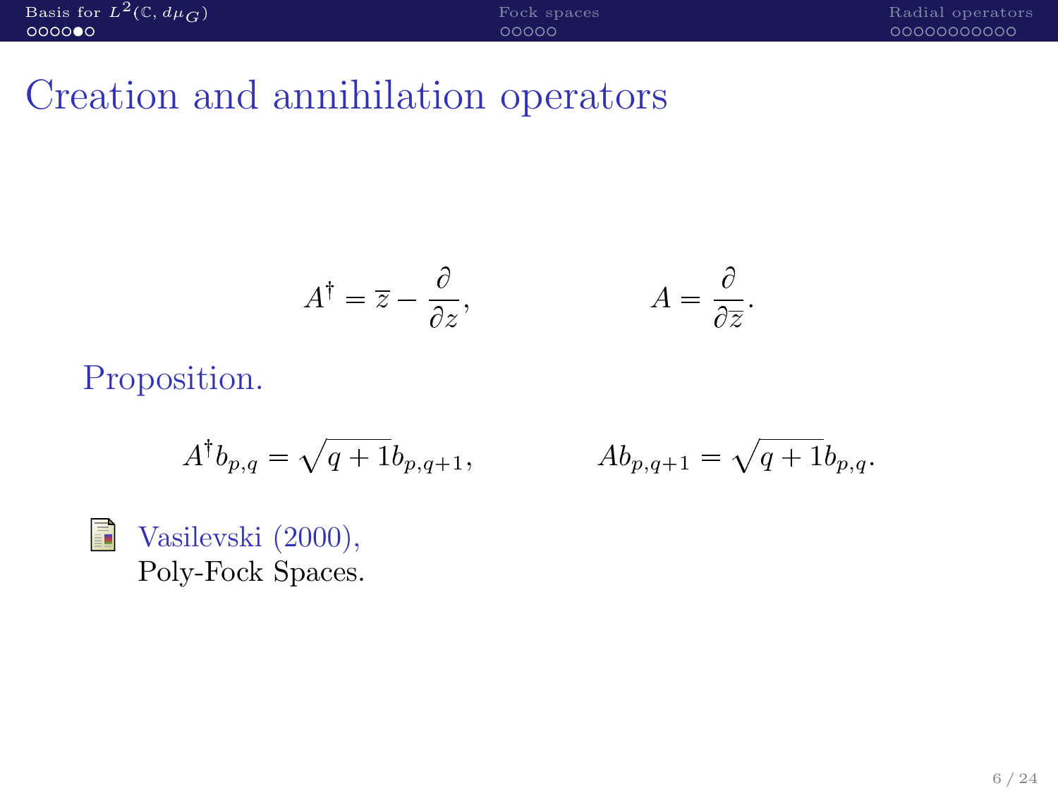# Creation and annihilation operators

$$A^\dagger = \overline{z} - \frac{\partial}{\partial z}, \qquad A = \frac{\partial}{\partial \overline{z}}.$$

Proposition.

$$A^\dagger b_{p,q} = \sqrt{q+1} b_{p,q+1}, \qquad A b_{p,q+1} = \sqrt{q+1} b_{p,q}.$$

Vasilevski (2000),
Poly-Fock Spaces.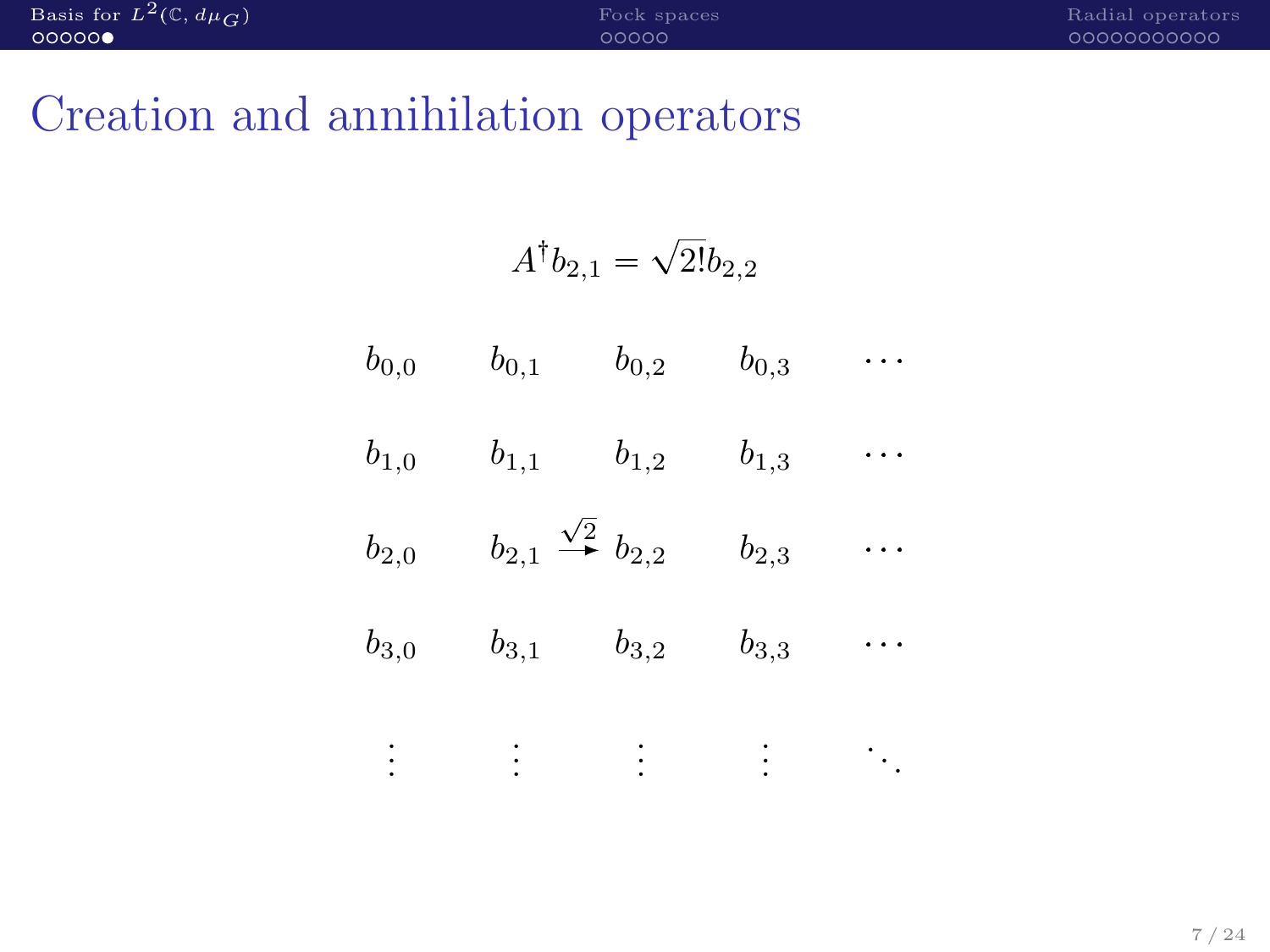# Creation and annihilation operators

$$A^\dagger b_{2,1} = \sqrt{2!} b_{2,2}$$

$$
\begin{array}{ccccc}
b_{0,0} & b_{0,1} & b_{0,2} & b_{0,3} & \cdots \\
b_{1,0} & b_{1,1} & b_{1,2} & b_{1,3} & \cdots \\
b_{2,0} & b_{2,1} \xrightarrow{\sqrt{2}} & b_{2,2} & b_{2,3} & \cdots \\
b_{3,0} & b_{3,1} & b_{3,2} & b_{3,3} & \cdots \\
\vdots & \vdots & \vdots & \vdots & \ddots
\end{array}
$$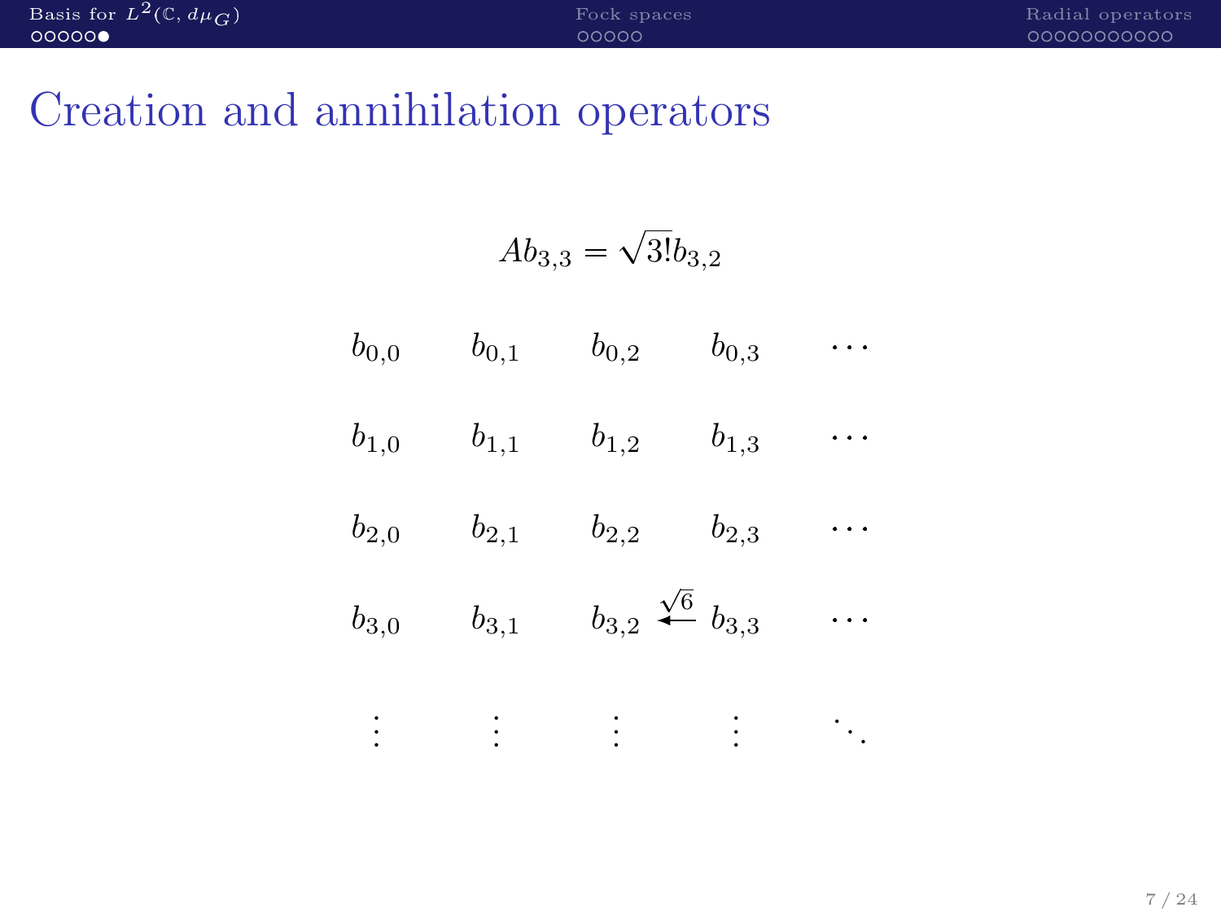# Creation and annihilation operators

$$Ab_{3,3} = \sqrt{3!}b_{3,2}$$

$$
\begin{array}{ccccc}
b_{0,0} & b_{0,1} & b_{0,2} & b_{0,3} & \cdots \\
b_{1,0} & b_{1,1} & b_{1,2} & b_{1,3} & \cdots \\
b_{2,0} & b_{2,1} & b_{2,2} & b_{2,3} & \cdots \\
b_{3,0} & b_{3,1} & b_{3,2} \xleftarrow{\sqrt{6}} & b_{3,3} & \cdots \\
\vdots & \vdots & \vdots & \vdots & \ddots
\end{array}
$$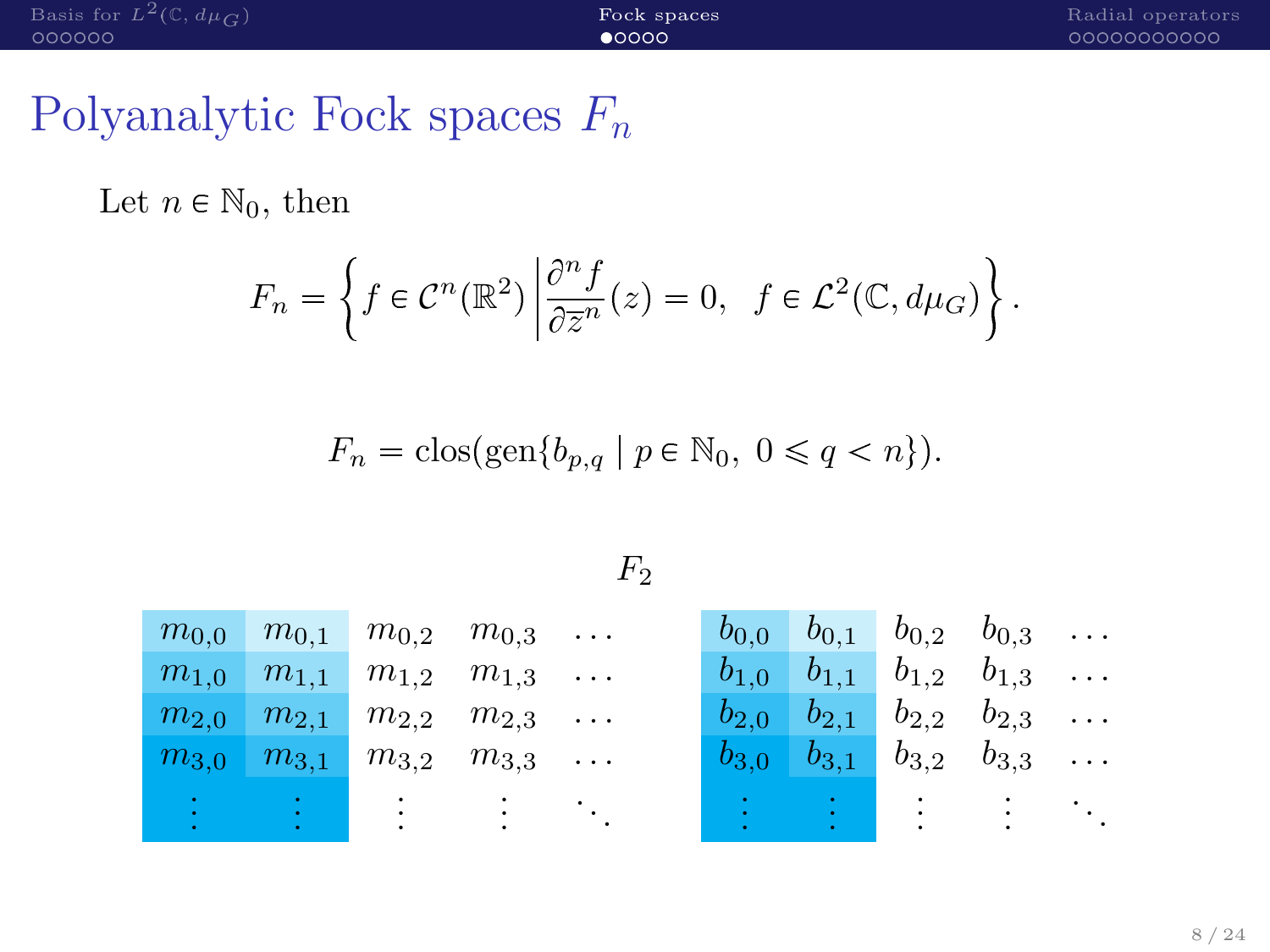# Polyanalytic Fock spaces $F_n$

Let $n \in \mathbb{N}_0$, then

$$F_n = \left\{ f \in \mathcal{C}^n(\mathbb{R}^2) \,\middle|\, \frac{\partial^n f}{\partial \overline{z}^n}(z) = 0, \;\; f \in \mathcal{L}^2(\mathbb{C}, d\mu_G) \right\}.$$

$$F_n = \operatorname{clos}(\operatorname{gen}\{b_{p,q} \mid p \in \mathbb{N}_0, \; 0 \leqslant q < n\}).$$

$F_2$

| | | | | |
|---|---|---|---|---|
| $m_{0,0}$ | $m_{0,1}$ | $m_{0,2}$ | $m_{0,3}$ | $\cdots$ |
| $m_{1,0}$ | $m_{1,1}$ | $m_{1,2}$ | $m_{1,3}$ | $\cdots$ |
| $m_{2,0}$ | $m_{2,1}$ | $m_{2,2}$ | $m_{2,3}$ | $\cdots$ |
| $m_{3,0}$ | $m_{3,1}$ | $m_{3,2}$ | $m_{3,3}$ | $\cdots$ |
| $\vdots$ | $\vdots$ | $\vdots$ | $\vdots$ | $\ddots$ |

| | | | | |
|---|---|---|---|---|
| $b_{0,0}$ | $b_{0,1}$ | $b_{0,2}$ | $b_{0,3}$ | $\cdots$ |
| $b_{1,0}$ | $b_{1,1}$ | $b_{1,2}$ | $b_{1,3}$ | $\cdots$ |
| $b_{2,0}$ | $b_{2,1}$ | $b_{2,2}$ | $b_{2,3}$ | $\cdots$ |
| $b_{3,0}$ | $b_{3,1}$ | $b_{3,2}$ | $b_{3,3}$ | $\cdots$ |
| $\vdots$ | $\vdots$ | $\vdots$ | $\vdots$ | $\ddots$ |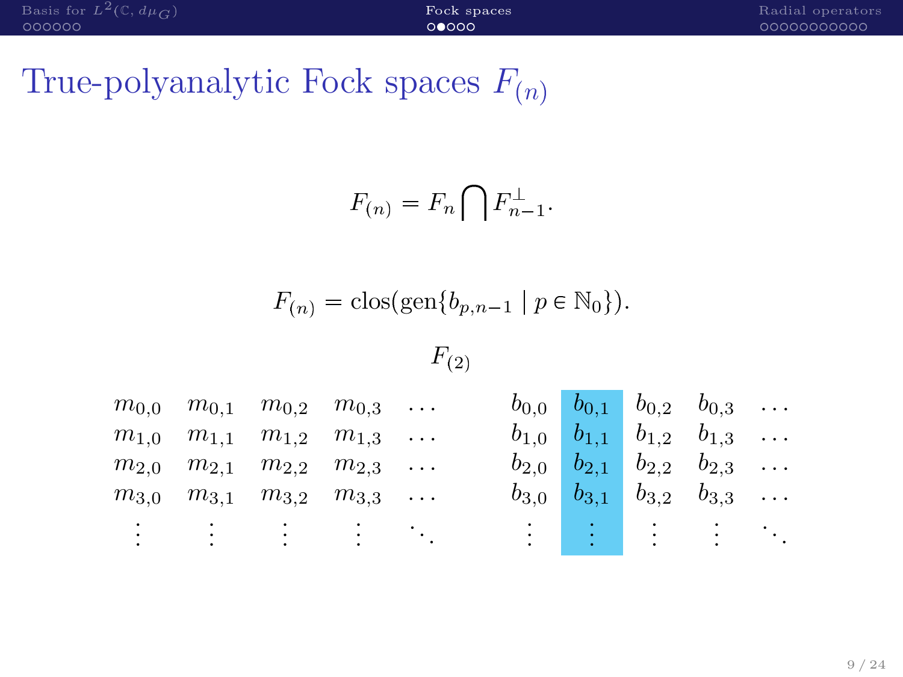# True-polyanalytic Fock spaces $F_{(n)}$

$$F_{(n)} = F_n \bigcap F_{n-1}^{\perp}.$$

$$F_{(n)} = \text{clos}(\text{gen}\{b_{p,n-1} \mid p \in \mathbb{N}_0\}).$$

$$F_{(2)}$$

$$\begin{matrix} m_{0,0} & m_{0,1} & m_{0,2} & m_{0,3} & \dots \\ m_{1,0} & m_{1,1} & m_{1,2} & m_{1,3} & \dots \\ m_{2,0} & m_{2,1} & m_{2,2} & m_{2,3} & \dots \\ m_{3,0} & m_{3,1} & m_{3,2} & m_{3,3} & \dots \\ \vdots & \vdots & \vdots & \vdots & \ddots \end{matrix} \qquad \begin{matrix} b_{0,0} & b_{0,1} & b_{0,2} & b_{0,3} & \dots \\ b_{1,0} & b_{1,1} & b_{1,2} & b_{1,3} & \dots \\ b_{2,0} & b_{2,1} & b_{2,2} & b_{2,3} & \dots \\ b_{3,0} & b_{3,1} & b_{3,2} & b_{3,3} & \dots \\ \vdots & \vdots & \vdots & \vdots & \ddots \end{matrix}$$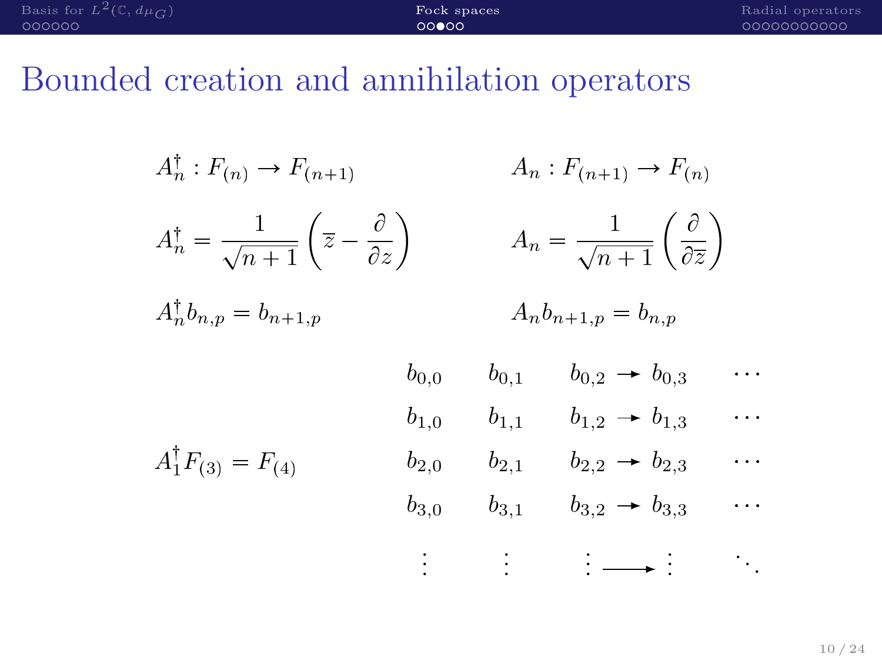# Bounded creation and annihilation operators

$$A_n^\dagger : F_{(n)} \to F_{(n+1)} \qquad A_n : F_{(n+1)} \to F_{(n)}$$

$$A_n^\dagger = \frac{1}{\sqrt{n+1}}\left(\overline{z} - \frac{\partial}{\partial z}\right) \qquad A_n = \frac{1}{\sqrt{n+1}}\left(\frac{\partial}{\partial \overline{z}}\right)$$

$$A_n^\dagger b_{n,p} = b_{n+1,p} \qquad A_n b_{n+1,p} = b_{n,p}$$

$$A_1^\dagger F_{(3)} = F_{(4)}$$

$$\begin{array}{ccccc}
b_{0,0} & b_{0,1} & b_{0,2} \to & b_{0,3} & \cdots \\
b_{1,0} & b_{1,1} & b_{1,2} \to & b_{1,3} & \cdots \\
b_{2,0} & b_{2,1} & b_{2,2} \to & b_{2,3} & \cdots \\
b_{3,0} & b_{3,1} & b_{3,2} \to & b_{3,3} & \cdots \\
\vdots & \vdots & \vdots \longrightarrow & \vdots & \ddots
\end{array}$$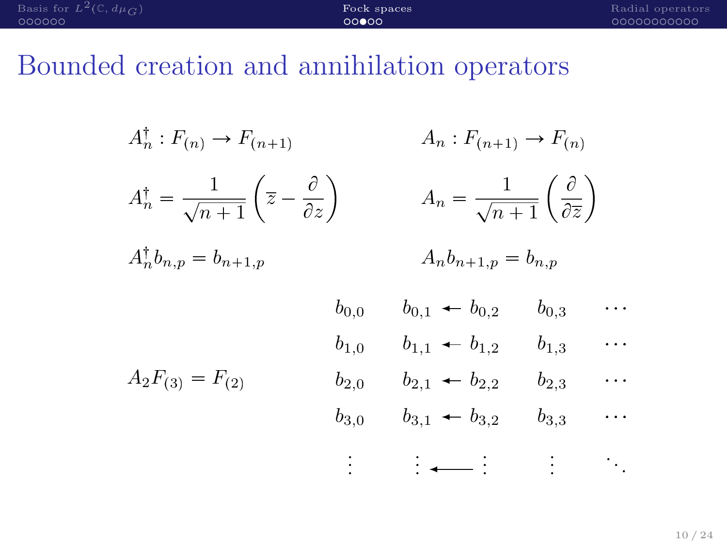# Bounded creation and annihilation operators

$$A_n^\dagger : F_{(n)} \to F_{(n+1)} \qquad A_n : F_{(n+1)} \to F_{(n)}$$

$$A_n^\dagger = \frac{1}{\sqrt{n+1}}\left(\overline{z} - \frac{\partial}{\partial z}\right) \qquad A_n = \frac{1}{\sqrt{n+1}}\left(\frac{\partial}{\partial \overline{z}}\right)$$

$$A_n^\dagger b_{n,p} = b_{n+1,p} \qquad A_n b_{n+1,p} = b_{n,p}$$

$$A_2 F_{(3)} = F_{(2)}$$

$$\begin{array}{ccccc}
b_{0,0} & b_{0,1} \leftarrow b_{0,2} & b_{0,3} & \cdots \\
b_{1,0} & b_{1,1} \leftarrow b_{1,2} & b_{1,3} & \cdots \\
b_{2,0} & b_{2,1} \leftarrow b_{2,2} & b_{2,3} & \cdots \\
b_{3,0} & b_{3,1} \leftarrow b_{3,2} & b_{3,3} & \cdots \\
\vdots & \vdots \longleftarrow \vdots & \vdots & \ddots
\end{array}$$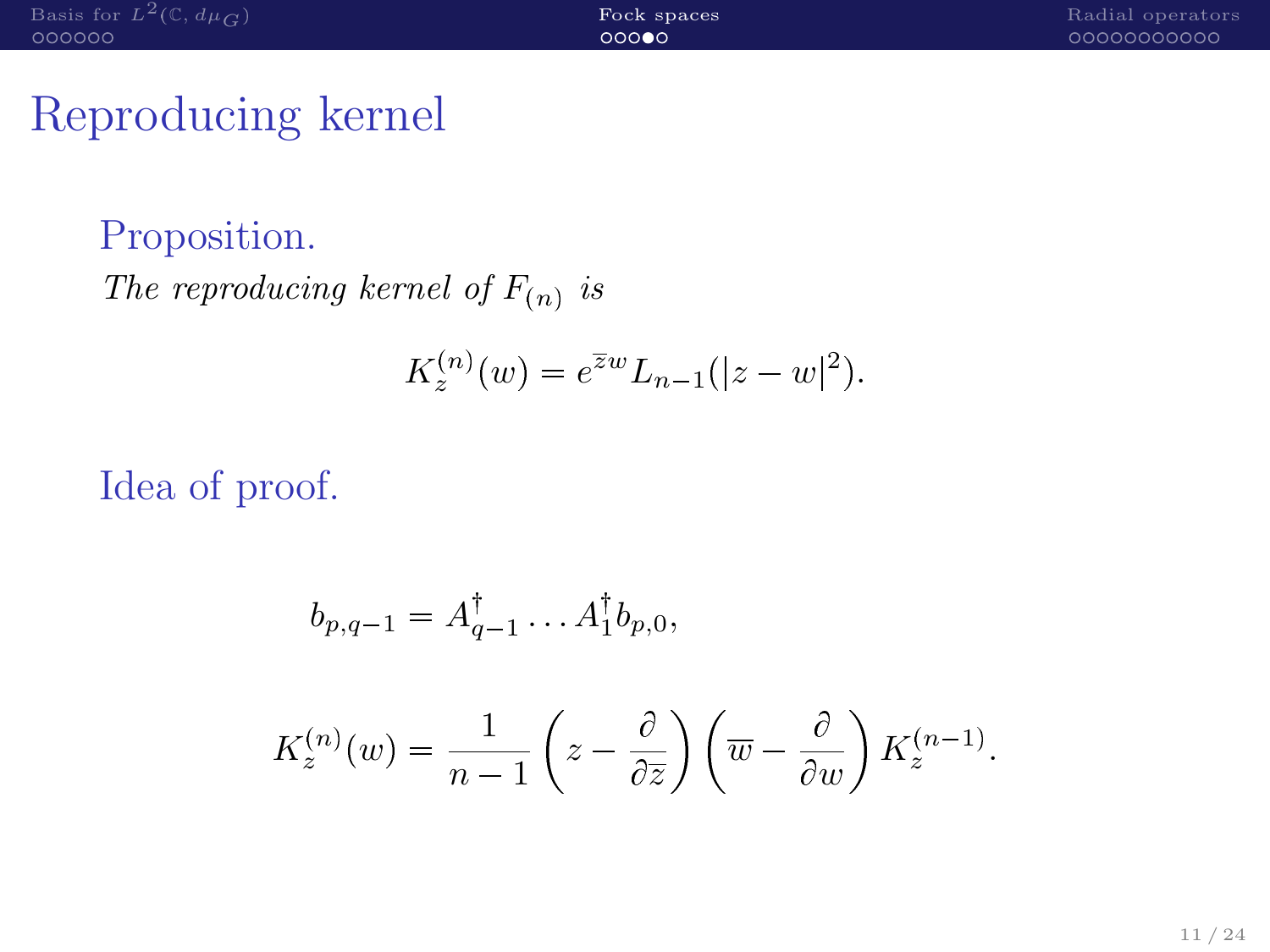# Reproducing kernel

**Proposition.**

*The reproducing kernel of $F_{(n)}$ is*

$$K_z^{(n)}(w) = e^{\overline{z}w} L_{n-1}(|z-w|^2).$$

**Idea of proof.**

$$b_{p,q-1} = A_{q-1}^{\dagger} \dots A_1^{\dagger} b_{p,0},$$

$$K_z^{(n)}(w) = \frac{1}{n-1}\left(z - \frac{\partial}{\partial \overline{z}}\right)\left(\overline{w} - \frac{\partial}{\partial w}\right) K_z^{(n-1)}.$$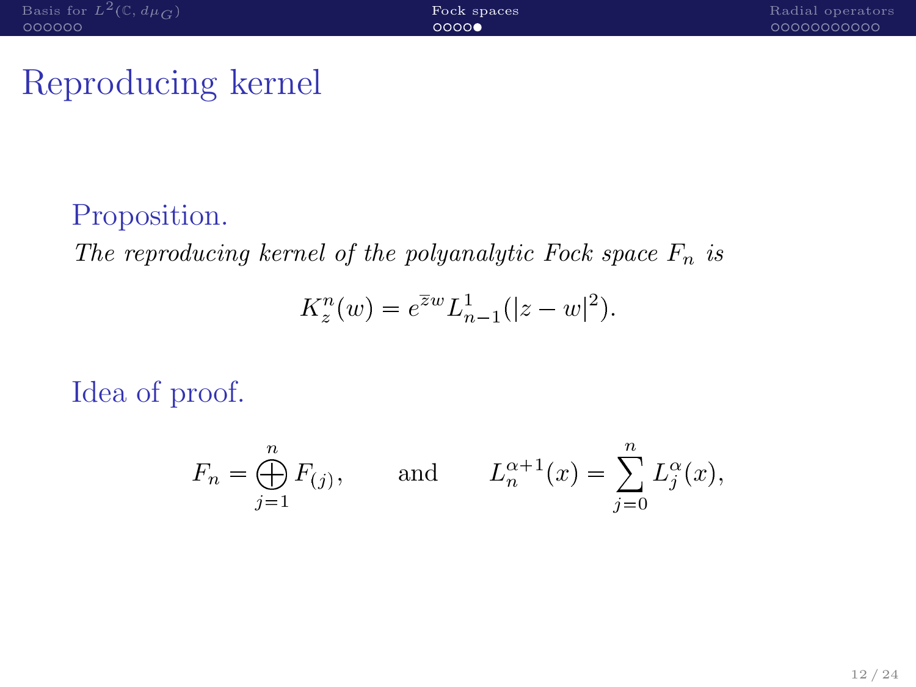# Reproducing kernel

## Proposition.

*The reproducing kernel of the polyanalytic Fock space $F_n$ is*

$$K_z^n(w) = e^{\overline{z}w} L_{n-1}^1(|z-w|^2).$$

## Idea of proof.

$$F_n = \bigoplus_{j=1}^{n} F_{(j)}, \qquad \text{and} \qquad L_n^{\alpha+1}(x) = \sum_{j=0}^{n} L_j^{\alpha}(x),$$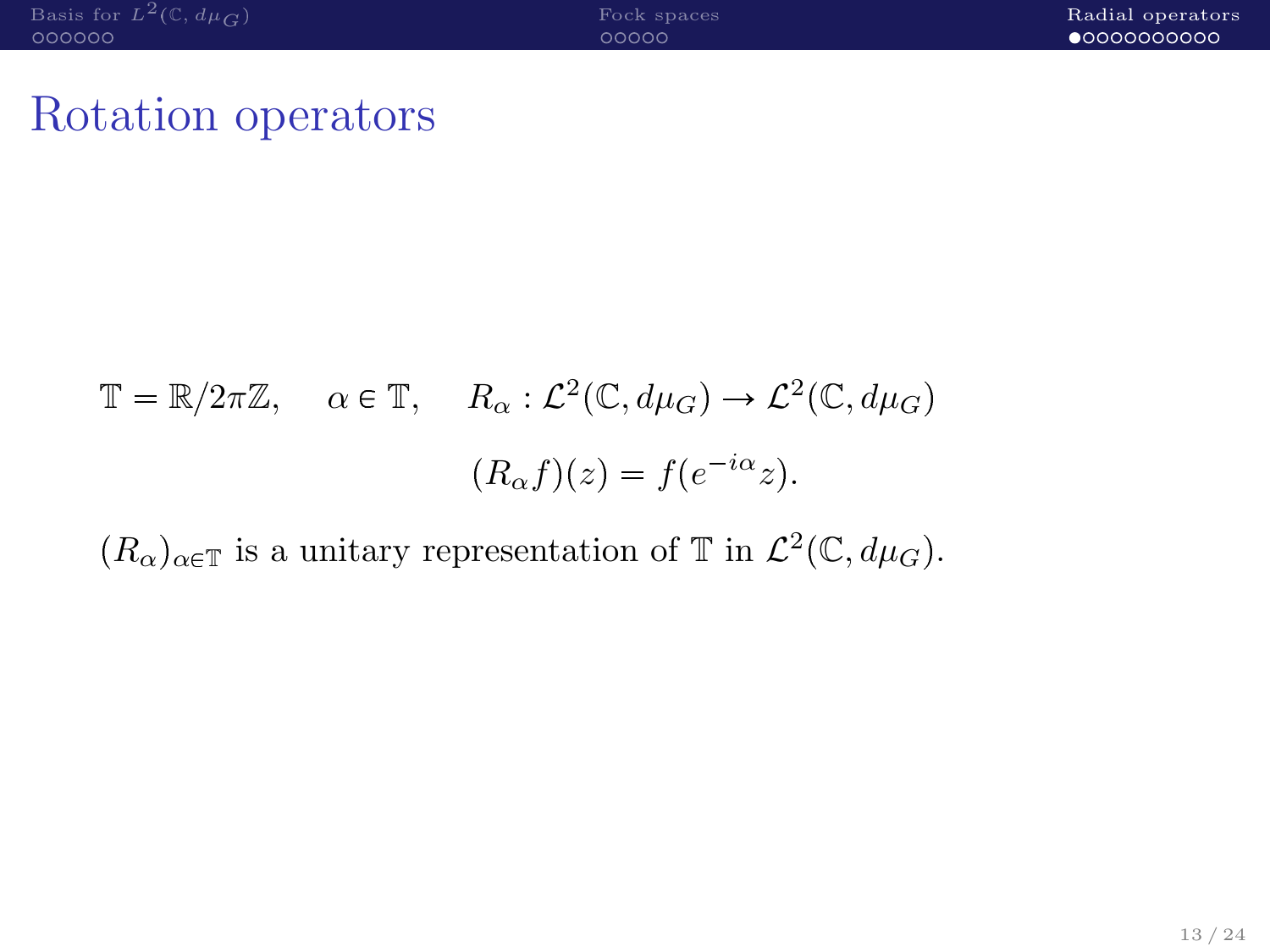# Rotation operators

$$\mathbb{T} = \mathbb{R}/2\pi\mathbb{Z}, \quad \alpha \in \mathbb{T}, \quad R_\alpha : \mathcal{L}^2(\mathbb{C}, d\mu_G) \to \mathcal{L}^2(\mathbb{C}, d\mu_G)$$

$$(R_\alpha f)(z) = f(e^{-i\alpha} z).$$

$(R_\alpha)_{\alpha \in \mathbb{T}}$ is a unitary representation of $\mathbb{T}$ in $\mathcal{L}^2(\mathbb{C}, d\mu_G)$.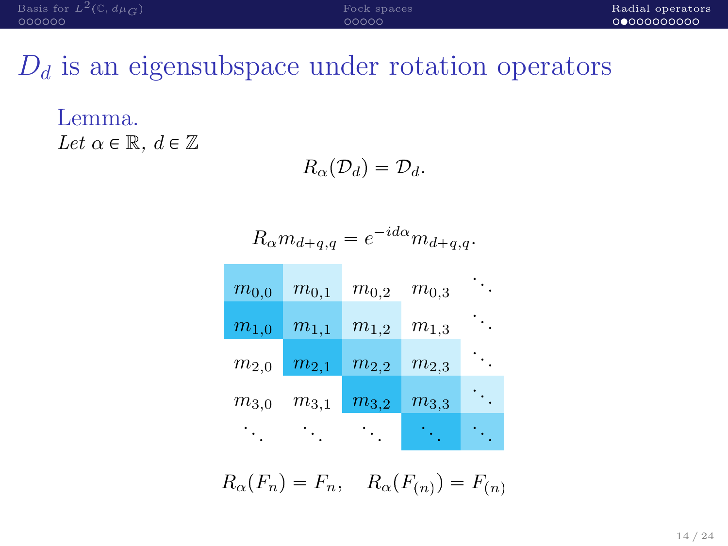# $D_d$ is an eigensubspace under rotation operators

**Lemma.**
*Let $\alpha \in \mathbb{R}$, $d \in \mathbb{Z}$*

$$R_\alpha(\mathcal{D}_d) = \mathcal{D}_d.$$

$$R_\alpha m_{d+q,q} = e^{-id\alpha} m_{d+q,q}.$$

$$\begin{matrix} m_{0,0} & m_{0,1} & m_{0,2} & m_{0,3} & \ddots \\ m_{1,0} & m_{1,1} & m_{1,2} & m_{1,3} & \ddots \\ m_{2,0} & m_{2,1} & m_{2,2} & m_{2,3} & \ddots \\ m_{3,0} & m_{3,1} & m_{3,2} & m_{3,3} & \ddots \\ \ddots & \ddots & \ddots & \ddots & \ddots \end{matrix}$$

$$R_\alpha(F_n) = F_n, \quad R_\alpha(F_{(n)}) = F_{(n)}$$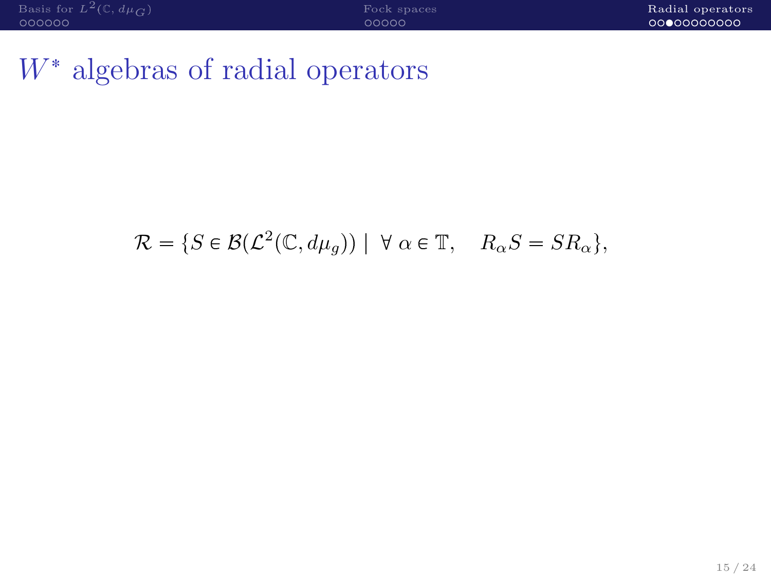# $W^*$ algebras of radial operators

$$\mathcal{R} = \{S \in \mathcal{B}(\mathcal{L}^2(\mathbb{C}, d\mu_g)) \mid \forall\, \alpha \in \mathbb{T}, \quad R_\alpha S = S R_\alpha\},$$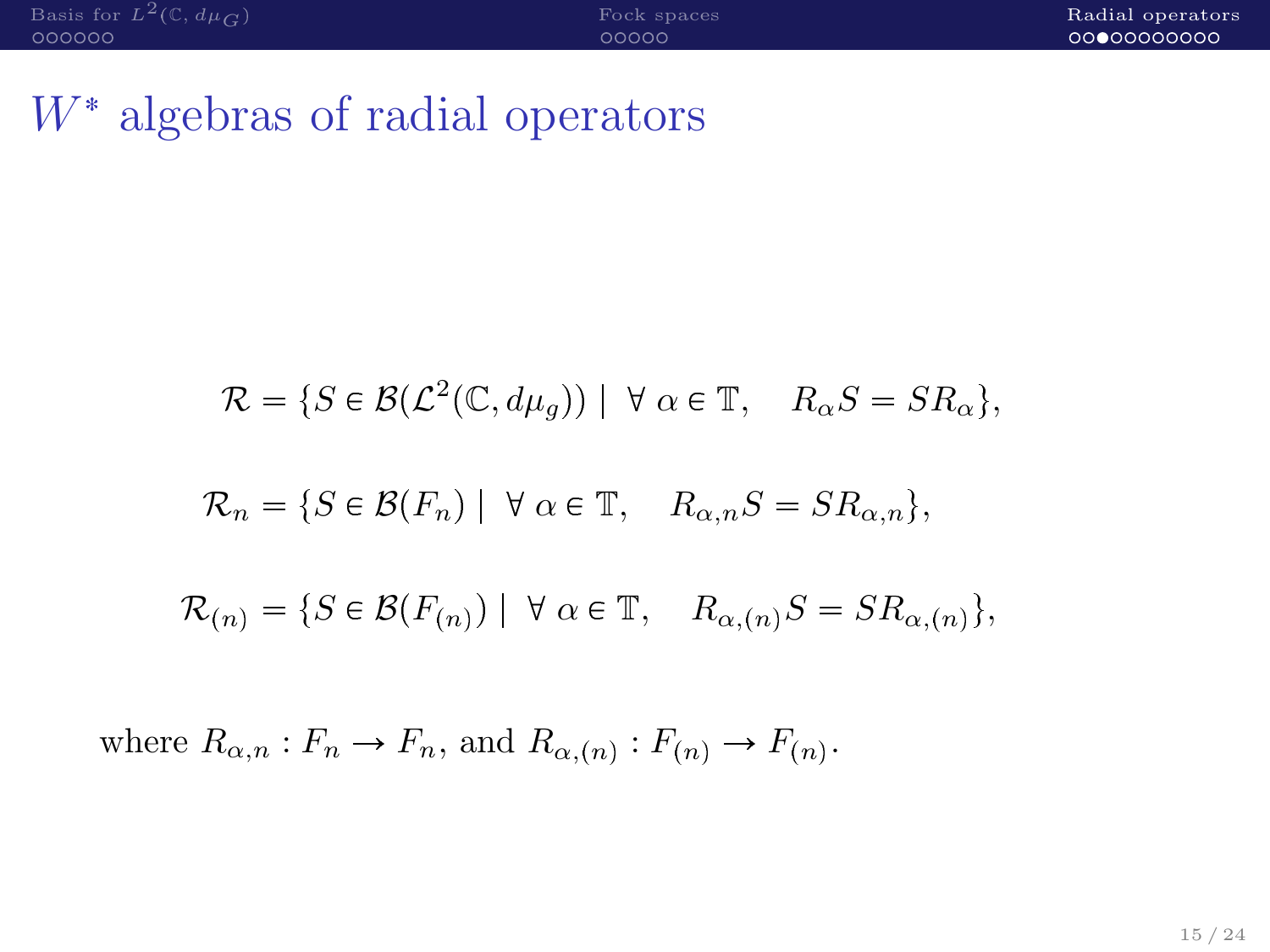# $W^*$ algebras of radial operators

$$\mathcal{R} = \{S \in \mathcal{B}(\mathcal{L}^2(\mathbb{C}, d\mu_g)) \mid \forall\, \alpha \in \mathbb{T}, \quad R_\alpha S = S R_\alpha\},$$

$$\mathcal{R}_n = \{S \in \mathcal{B}(F_n) \mid \forall\, \alpha \in \mathbb{T}, \quad R_{\alpha,n} S = S R_{\alpha,n}\},$$

$$\mathcal{R}_{(n)} = \{S \in \mathcal{B}(F_{(n)}) \mid \forall\, \alpha \in \mathbb{T}, \quad R_{\alpha,(n)} S = S R_{\alpha,(n)}\},$$

where $R_{\alpha,n} : F_n \to F_n$, and $R_{\alpha,(n)} : F_{(n)} \to F_{(n)}$.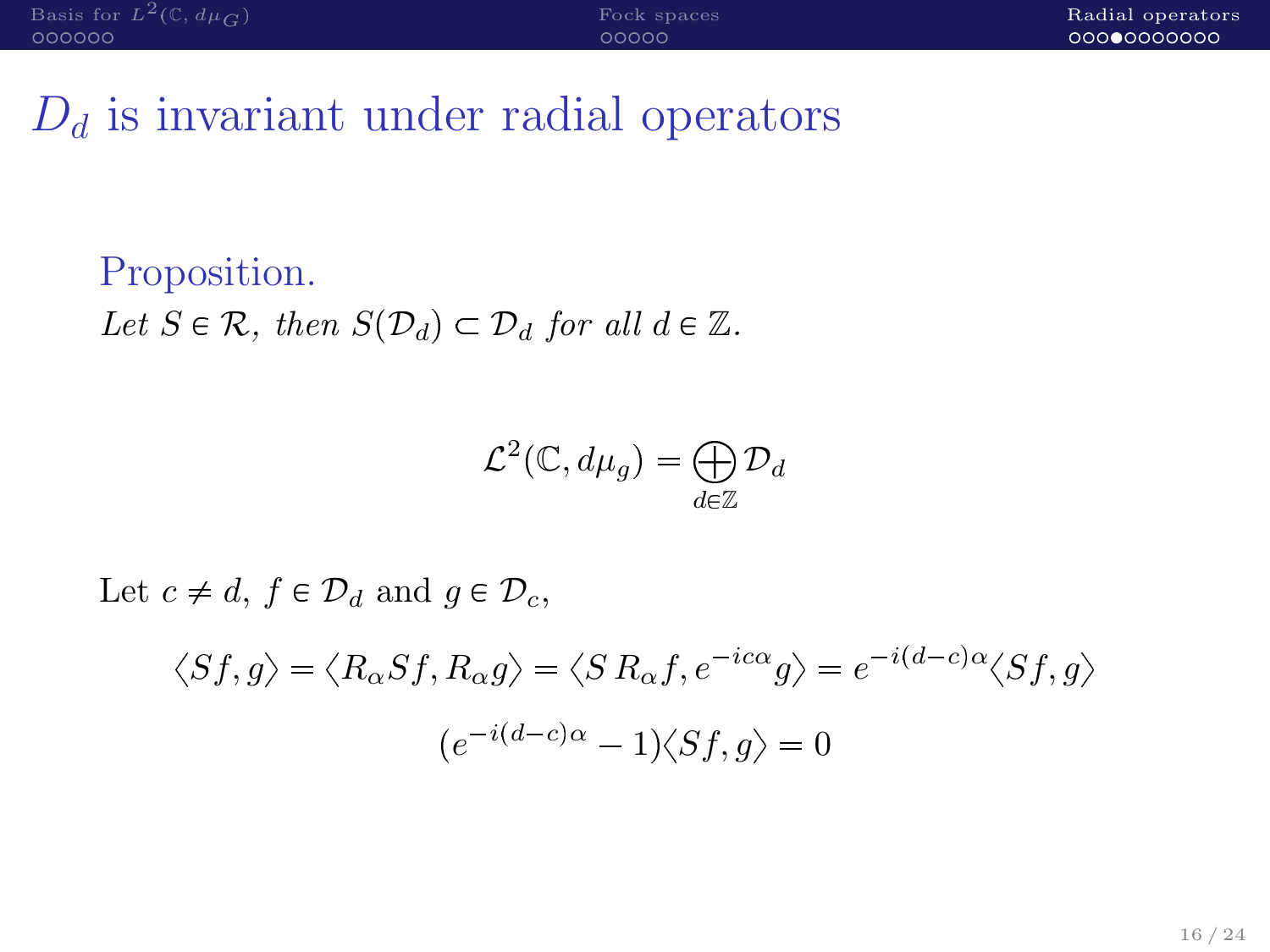# $D_d$ is invariant under radial operators

Proposition.

*Let $S \in \mathcal{R}$, then $S(\mathcal{D}_d) \subset \mathcal{D}_d$ for all $d \in \mathbb{Z}$.*

$$\mathcal{L}^2(\mathbb{C}, d\mu_g) = \bigoplus_{d \in \mathbb{Z}} \mathcal{D}_d$$

Let $c \neq d$, $f \in \mathcal{D}_d$ and $g \in \mathcal{D}_c$,

$$\langle Sf, g \rangle = \langle R_\alpha S f, R_\alpha g \rangle = \langle S \, R_\alpha f, e^{-ic\alpha} g \rangle = e^{-i(d-c)\alpha} \langle Sf, g \rangle$$

$$(e^{-i(d-c)\alpha} - 1) \langle Sf, g \rangle = 0$$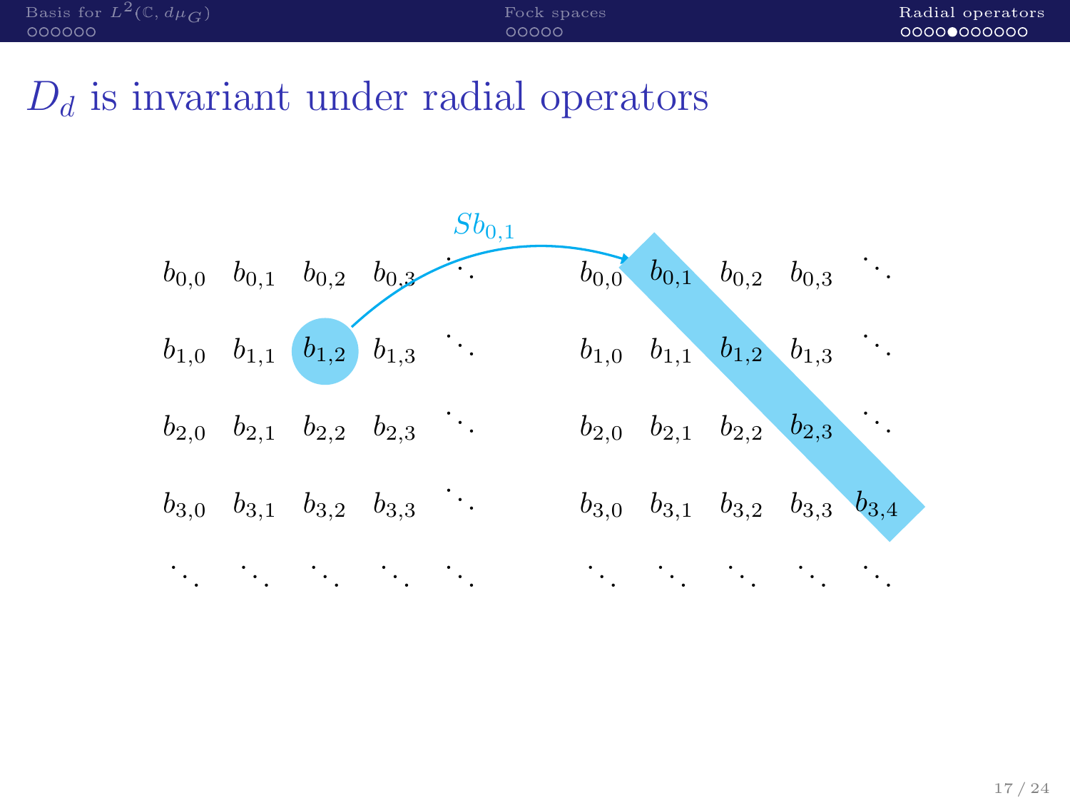# $D_d$ is invariant under radial operators

$$
\begin{array}{ccccc}
b_{0,0} & b_{0,1} & b_{0,2} & b_{0,3} & \ddots \\
b_{1,0} & b_{1,1} & b_{1,2} & b_{1,3} & \ddots \\
b_{2,0} & b_{2,1} & b_{2,2} & b_{2,3} & \ddots \\
b_{3,0} & b_{3,1} & b_{3,2} & b_{3,3} & \ddots \\
\ddots & \ddots & \ddots & \ddots & \ddots
\end{array}
\quad \xrightarrow{Sb_{0,1}} \quad
\begin{array}{ccccc}
b_{0,0} & b_{0,1} & b_{0,2} & b_{0,3} & \ddots \\
b_{1,0} & b_{1,1} & b_{1,2} & b_{1,3} & \ddots \\
b_{2,0} & b_{2,1} & b_{2,2} & b_{2,3} & \ddots \\
b_{3,0} & b_{3,1} & b_{3,2} & b_{3,3} & b_{3,4} \\
\ddots & \ddots & \ddots & \ddots & \ddots
\end{array}
$$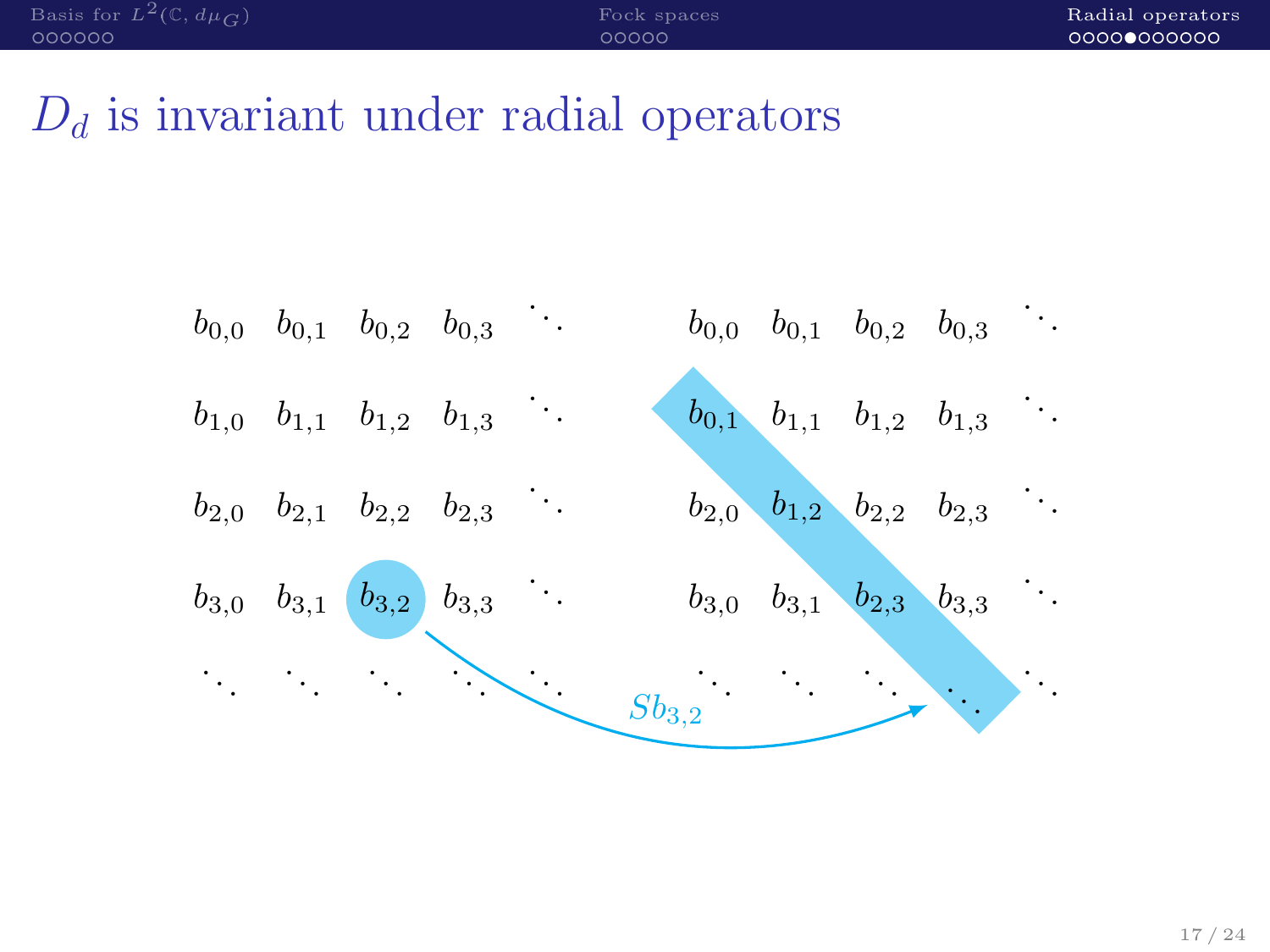# $D_d$ is invariant under radial operators

$$
\begin{array}{ccccc}
b_{0,0} & b_{0,1} & b_{0,2} & b_{0,3} & \ddots \\
b_{1,0} & b_{1,1} & b_{1,2} & b_{1,3} & \ddots \\
b_{2,0} & b_{2,1} & b_{2,2} & b_{2,3} & \ddots \\
b_{3,0} & b_{3,1} & b_{3,2} & b_{3,3} & \ddots \\
\ddots & \ddots & \ddots & \ddots & \ddots
\end{array}
\qquad
\begin{array}{ccccc}
b_{0,0} & b_{0,1} & b_{0,2} & b_{0,3} & \ddots \\
b_{0,1} & b_{1,1} & b_{1,2} & b_{1,3} & \ddots \\
b_{2,0} & b_{1,2} & b_{2,2} & b_{2,3} & \ddots \\
b_{3,0} & b_{3,1} & b_{2,3} & b_{3,3} & \ddots \\
\ddots & \ddots & \ddots & \ddots & \ddots
\end{array}
$$

$Sb_{3,2}$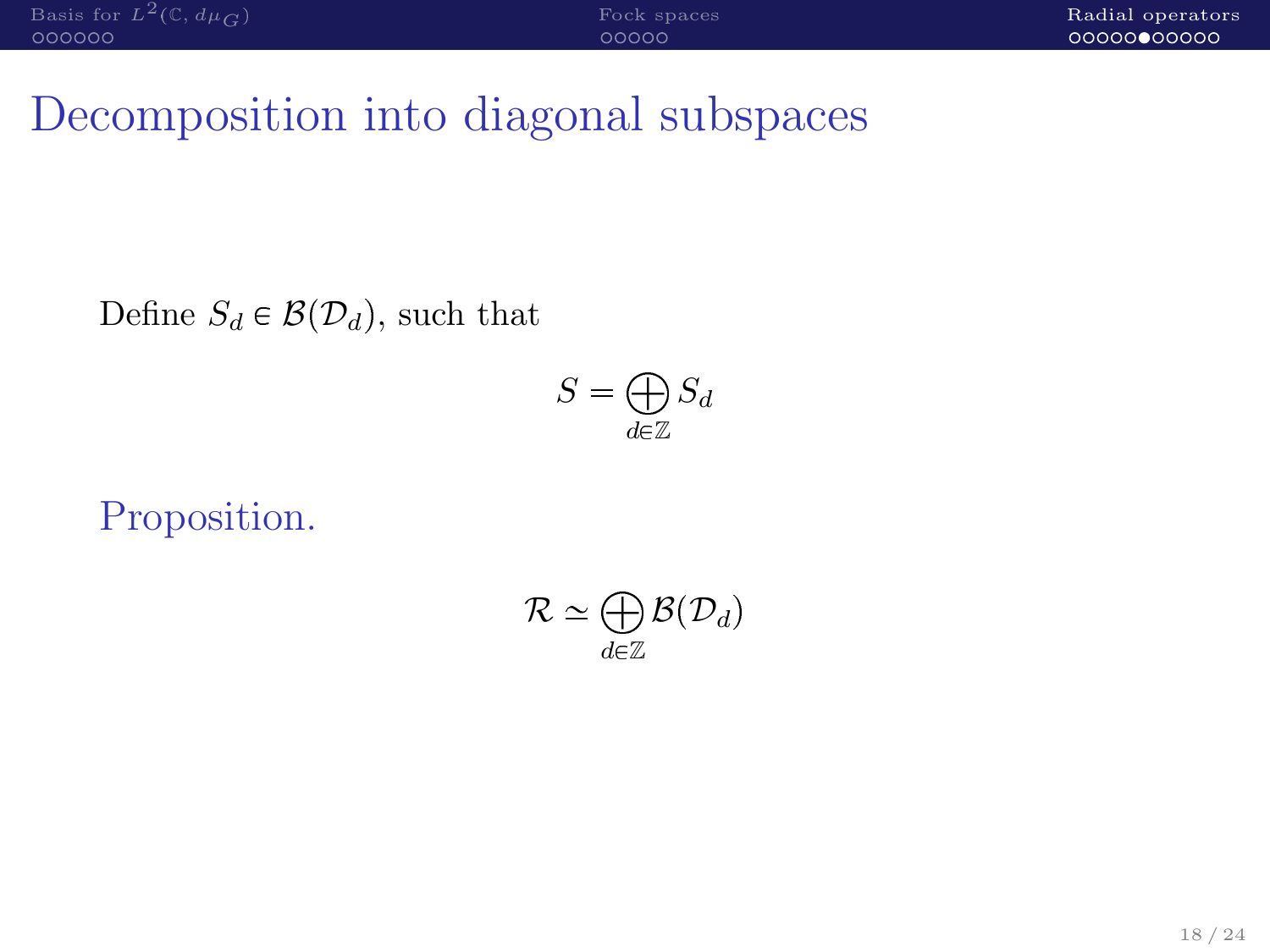# Decomposition into diagonal subspaces

Define $S_d \in \mathcal{B}(\mathcal{D}_d)$, such that

$$S = \bigoplus_{d \in \mathbb{Z}} S_d$$

Proposition.

$$\mathcal{R} \simeq \bigoplus_{d \in \mathbb{Z}} \mathcal{B}(\mathcal{D}_d)$$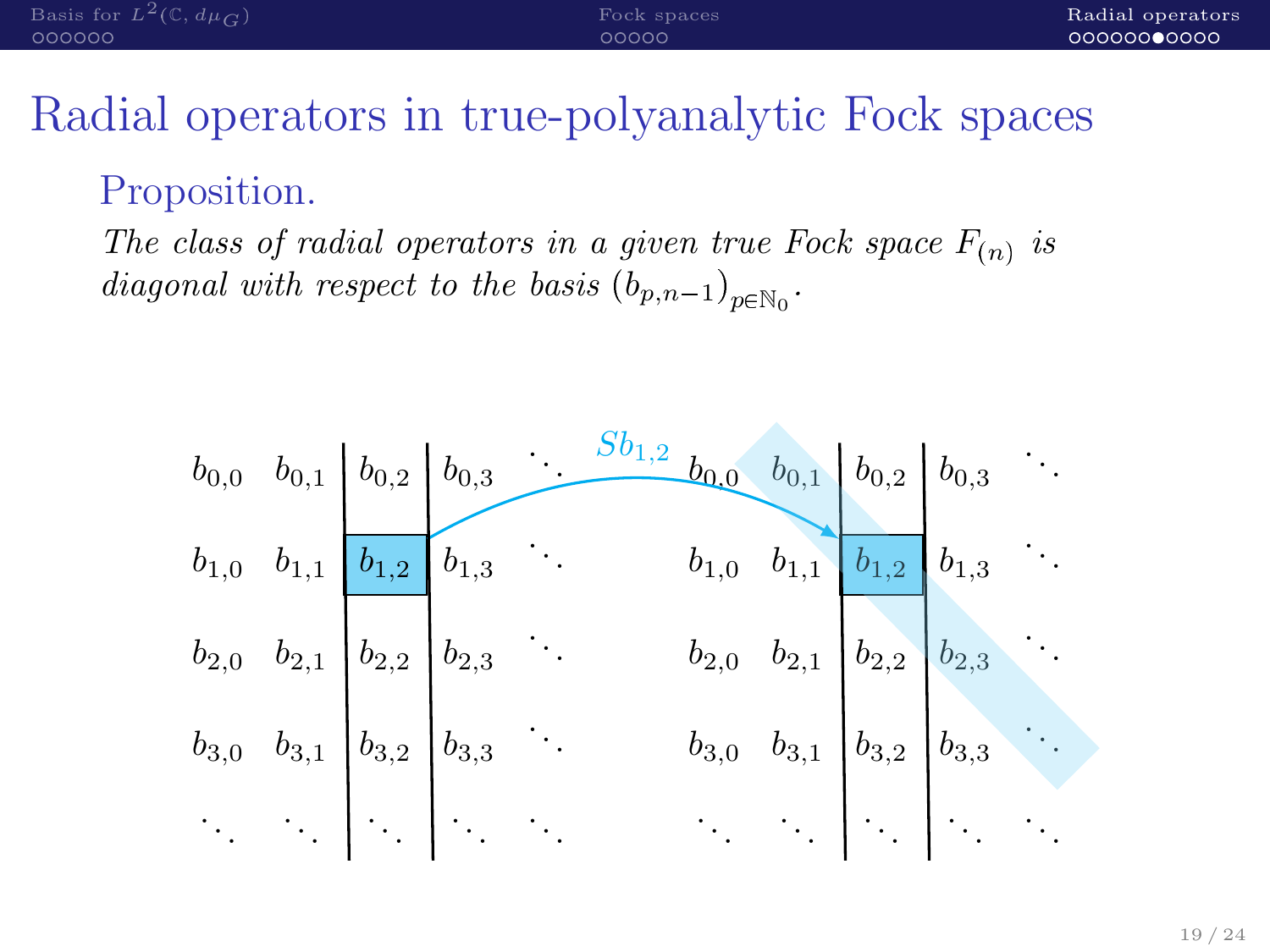# Radial operators in true-polyanalytic Fock spaces

## Proposition.

*The class of radial operators in a given true Fock space $F_{(n)}$ is diagonal with respect to the basis $(b_{p,n-1})_{p\in\mathbb{N}_0}$.*

$$
\begin{array}{ccccc}
b_{0,0} & b_{0,1} & b_{0,2} & b_{0,3} & \ddots \\
b_{1,0} & b_{1,1} & b_{1,2} & b_{1,3} & \ddots \\
b_{2,0} & b_{2,1} & b_{2,2} & b_{2,3} & \ddots \\
b_{3,0} & b_{3,1} & b_{3,2} & b_{3,3} & \ddots \\
\ddots & \ddots & \ddots & \ddots & \ddots
\end{array}
\quad \xrightarrow{Sb_{1,2}} \quad
\begin{array}{ccccc}
b_{0,0} & b_{0,1} & b_{0,2} & b_{0,3} & \ddots \\
b_{1,0} & b_{1,1} & b_{1,2} & b_{1,3} & \ddots \\
b_{2,0} & b_{2,1} & b_{2,2} & b_{2,3} & \ddots \\
b_{3,0} & b_{3,1} & b_{3,2} & b_{3,3} & \ddots \\
\ddots & \ddots & \ddots & \ddots & \ddots
\end{array}
$$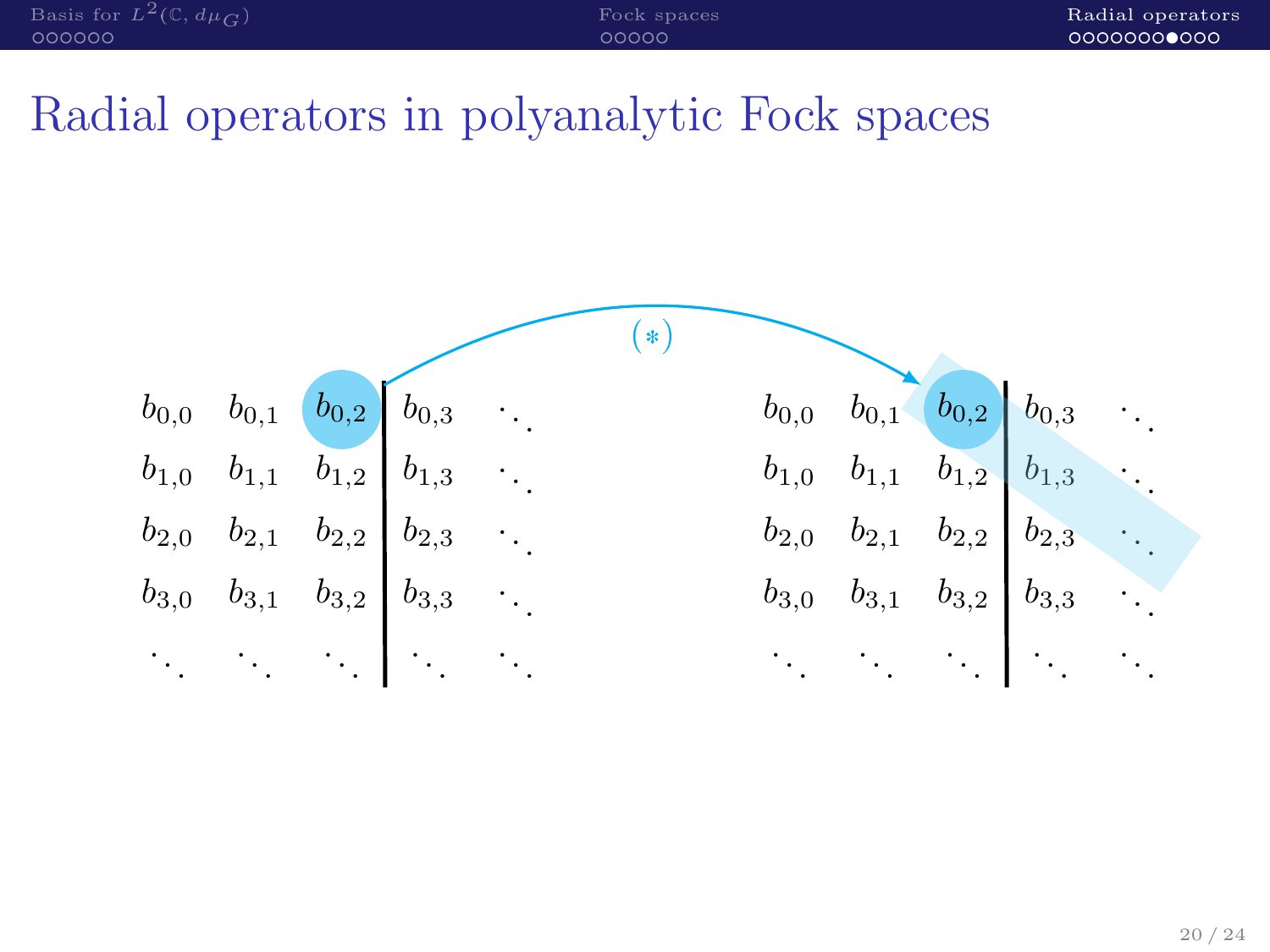# Radial operators in polyanalytic Fock spaces

$(*)$

| | | | | |
|---|---|---|---|---|
| $b_{0,0}$ | $b_{0,1}$ | $b_{0,2}$ | $b_{0,3}$ | $\ddots$ |
| $b_{1,0}$ | $b_{1,1}$ | $b_{1,2}$ | $b_{1,3}$ | $\ddots$ |
| $b_{2,0}$ | $b_{2,1}$ | $b_{2,2}$ | $b_{2,3}$ | $\ddots$ |
| $b_{3,0}$ | $b_{3,1}$ | $b_{3,2}$ | $b_{3,3}$ | $\ddots$ |
| $\ddots$ | $\ddots$ | $\ddots$ | $\ddots$ | $\ddots$ |

| | | | | |
|---|---|---|---|---|
| $b_{0,0}$ | $b_{0,1}$ | $b_{0,2}$ | $b_{0,3}$ | $\ddots$ |
| $b_{1,0}$ | $b_{1,1}$ | $b_{1,2}$ | $b_{1,3}$ | $\ddots$ |
| $b_{2,0}$ | $b_{2,1}$ | $b_{2,2}$ | $b_{2,3}$ | $\ddots$ |
| $b_{3,0}$ | $b_{3,1}$ | $b_{3,2}$ | $b_{3,3}$ | $\ddots$ |
| $\ddots$ | $\ddots$ | $\ddots$ | $\ddots$ | $\ddots$ |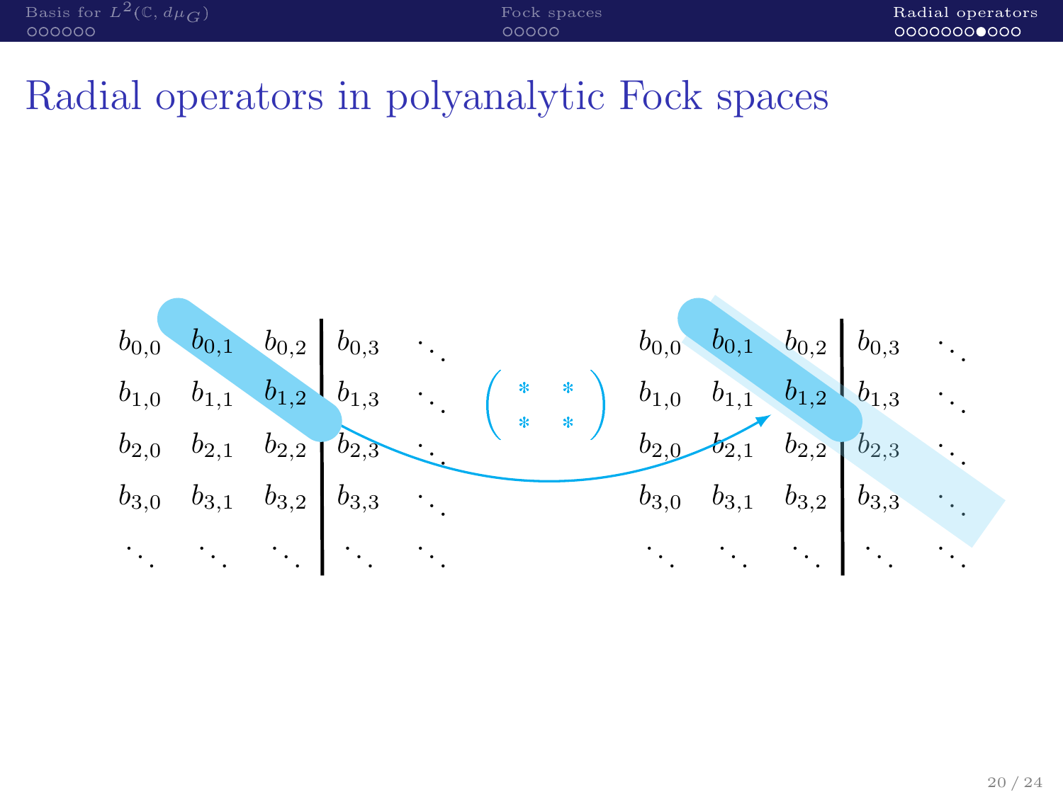# Radial operators in polyanalytic Fock spaces

$$
\begin{array}{cccc|cc}
b_{0,0} & b_{0,1} & b_{0,2} & b_{0,3} & \ddots \\
b_{1,0} & b_{1,1} & b_{1,2} & b_{1,3} & \ddots \\
b_{2,0} & b_{2,1} & b_{2,2} & b_{2,3} & \ddots \\
b_{3,0} & b_{3,1} & b_{3,2} & b_{3,3} & \ddots \\
\ddots & \ddots & \ddots & \ddots & \ddots
\end{array}
\qquad
\begin{pmatrix} * & * \\ * & * \end{pmatrix}
\qquad
\begin{array}{cccc|cc}
b_{0,0} & b_{0,1} & b_{0,2} & b_{0,3} & \ddots \\
b_{1,0} & b_{1,1} & b_{1,2} & b_{1,3} & \ddots \\
b_{2,0} & b_{2,1} & b_{2,2} & b_{2,3} & \ddots \\
b_{3,0} & b_{3,1} & b_{3,2} & b_{3,3} & \ddots \\
\ddots & \ddots & \ddots & \ddots & \ddots
\end{array}
$$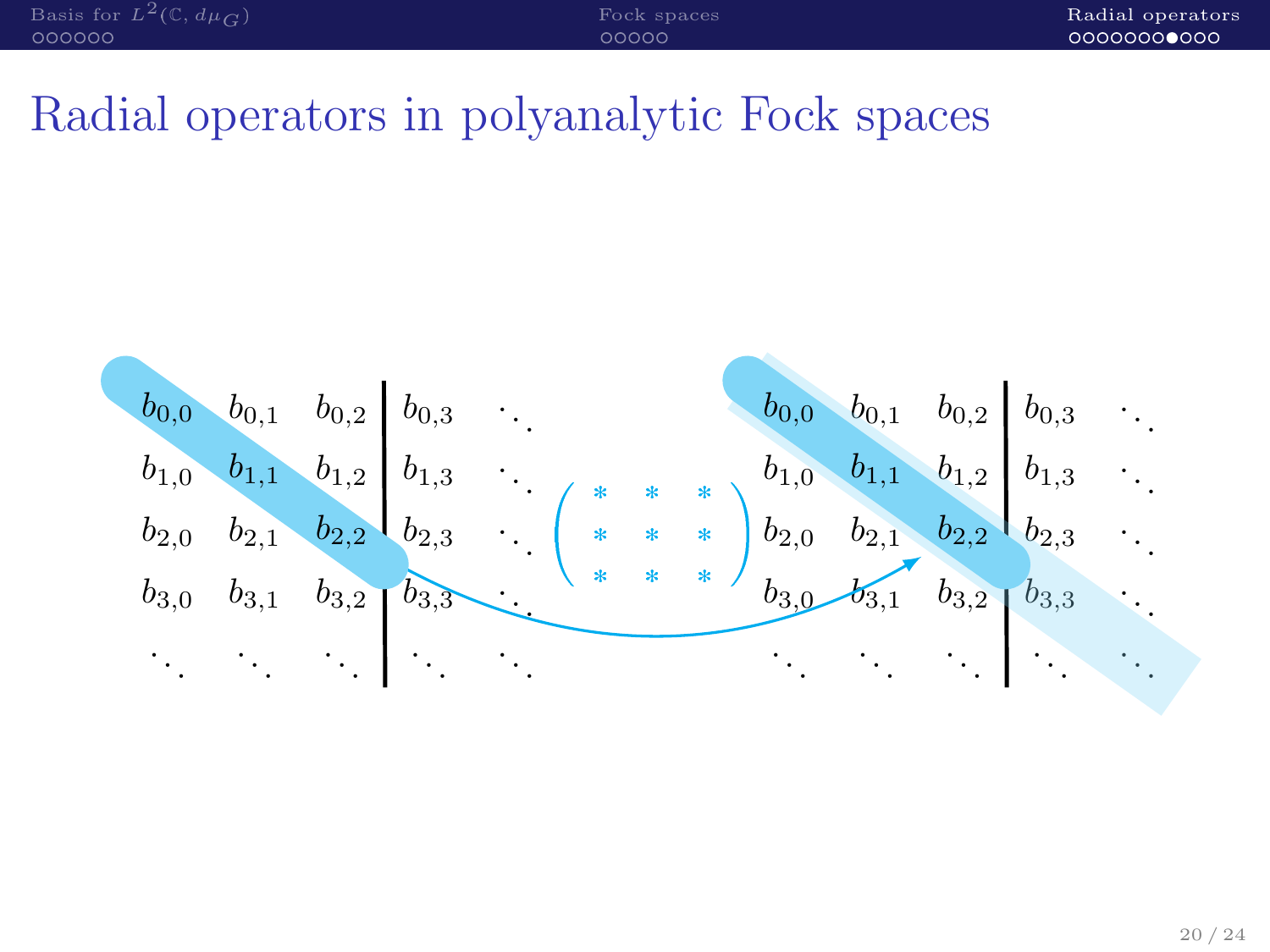# Radial operators in polyanalytic Fock spaces

$$
\begin{array}{cccc|cc}
b_{0,0} & b_{0,1} & b_{0,2} & b_{0,3} & \ddots \\
b_{1,0} & b_{1,1} & b_{1,2} & b_{1,3} & \ddots \\
b_{2,0} & b_{2,1} & b_{2,2} & b_{2,3} & \ddots \\
b_{3,0} & b_{3,1} & b_{3,2} & b_{3,3} & \ddots \\
\ddots & \ddots & \ddots & \ddots & \ddots
\end{array}
\quad
\begin{pmatrix} * & * & * \\ * & * & * \\ * & * & * \end{pmatrix}
\quad
\begin{array}{cccc|cc}
b_{0,0} & b_{0,1} & b_{0,2} & b_{0,3} & \ddots \\
b_{1,0} & b_{1,1} & b_{1,2} & b_{1,3} & \ddots \\
b_{2,0} & b_{2,1} & b_{2,2} & b_{2,3} & \ddots \\
b_{3,0} & b_{3,1} & b_{3,2} & b_{3,3} & \ddots \\
\ddots & \ddots & \ddots & \ddots & \ddots
\end{array}
$$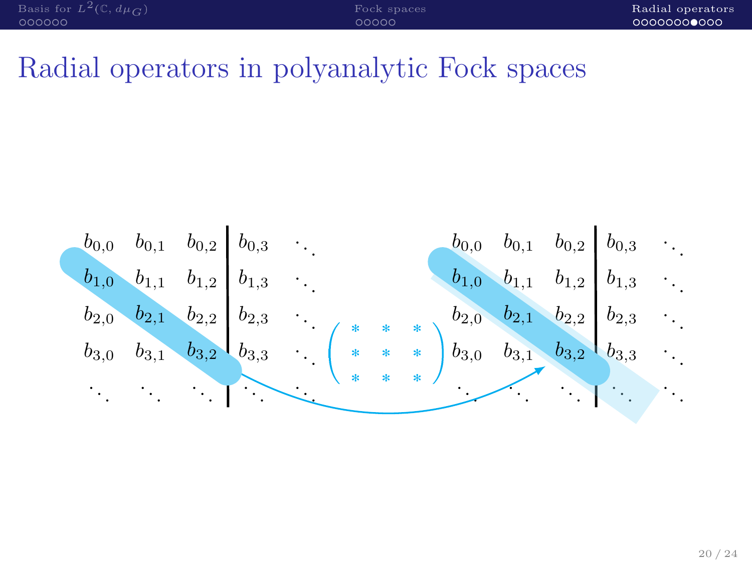# Radial operators in polyanalytic Fock spaces

$$
\begin{array}{cccc|cc}
b_{0,0} & b_{0,1} & b_{0,2} & b_{0,3} & \ddots \\
b_{1,0} & b_{1,1} & b_{1,2} & b_{1,3} & \ddots \\
b_{2,0} & b_{2,1} & b_{2,2} & b_{2,3} & \ddots \\
b_{3,0} & b_{3,1} & b_{3,2} & b_{3,3} & \ddots \\
\ddots & \ddots & \ddots & \ddots & \ddots
\end{array}
\quad
\begin{pmatrix}
* & * & * \\
* & * & * \\
* & * & *
\end{pmatrix}
\quad
\begin{array}{cccc|cc}
b_{0,0} & b_{0,1} & b_{0,2} & b_{0,3} & \ddots \\
b_{1,0} & b_{1,1} & b_{1,2} & b_{1,3} & \ddots \\
b_{2,0} & b_{2,1} & b_{2,2} & b_{2,3} & \ddots \\
b_{3,0} & b_{3,1} & b_{3,2} & b_{3,3} & \ddots \\
\ddots & \ddots & \ddots & \ddots & \ddots
\end{array}
$$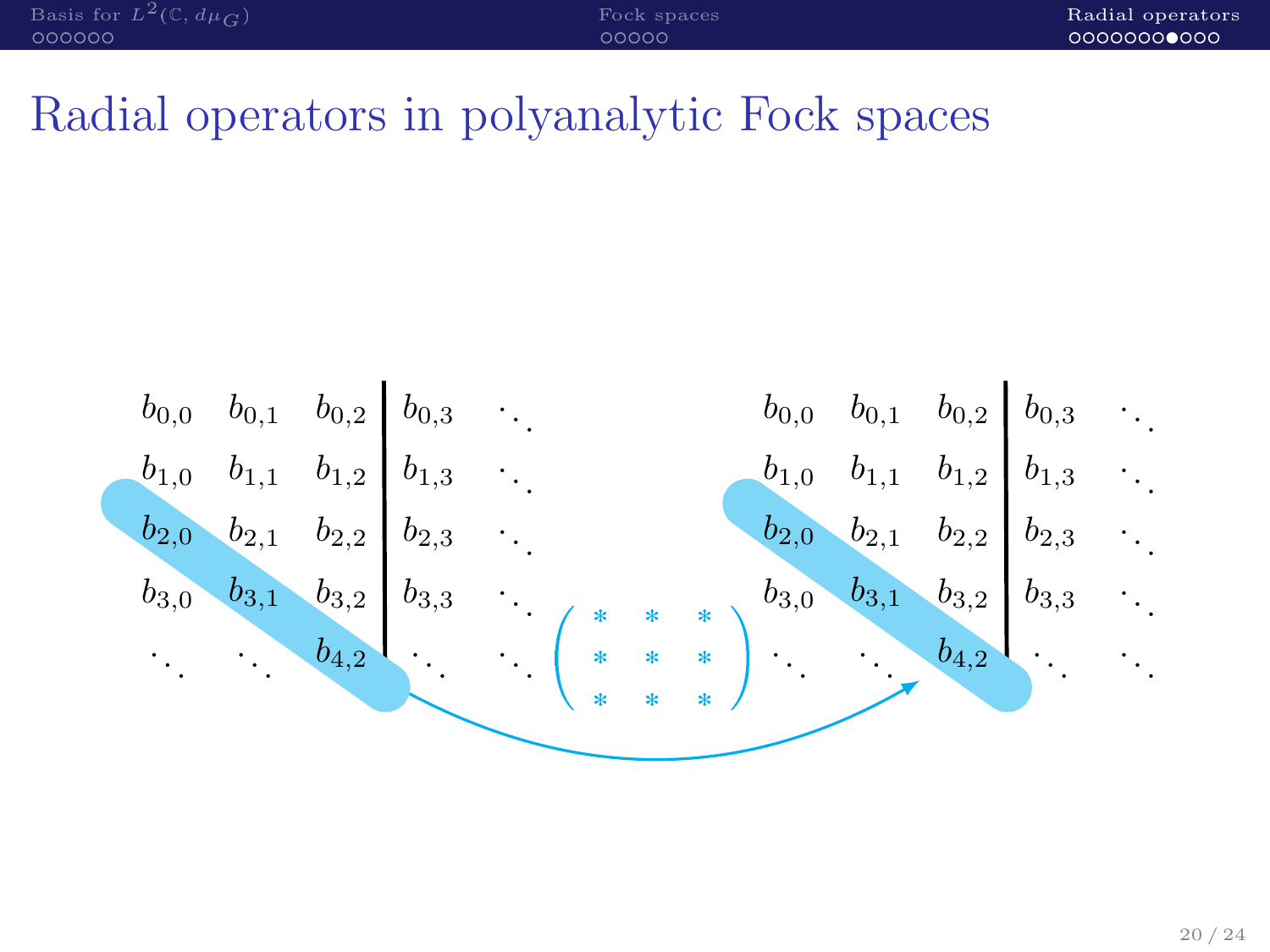# Radial operators in polyanalytic Fock spaces

$$
\begin{array}{ccc|cc}
b_{0,0} & b_{0,1} & b_{0,2} & b_{0,3} & \ddots \\
b_{1,0} & b_{1,1} & b_{1,2} & b_{1,3} & \ddots \\
b_{2,0} & b_{2,1} & b_{2,2} & b_{2,3} & \ddots \\
b_{3,0} & b_{3,1} & b_{3,2} & b_{3,3} & \ddots \\
\ddots & \ddots & b_{4,2} & \ddots & \ddots
\end{array}
\quad
\begin{pmatrix}
* & * & * \\
* & * & * \\
* & * & *
\end{pmatrix}
\quad
\begin{array}{ccc|cc}
b_{0,0} & b_{0,1} & b_{0,2} & b_{0,3} & \ddots \\
b_{1,0} & b_{1,1} & b_{1,2} & b_{1,3} & \ddots \\
b_{2,0} & b_{2,1} & b_{2,2} & b_{2,3} & \ddots \\
b_{3,0} & b_{3,1} & b_{3,2} & b_{3,3} & \ddots \\
\ddots & \ddots & b_{4,2} & \ddots & \ddots
\end{array}
$$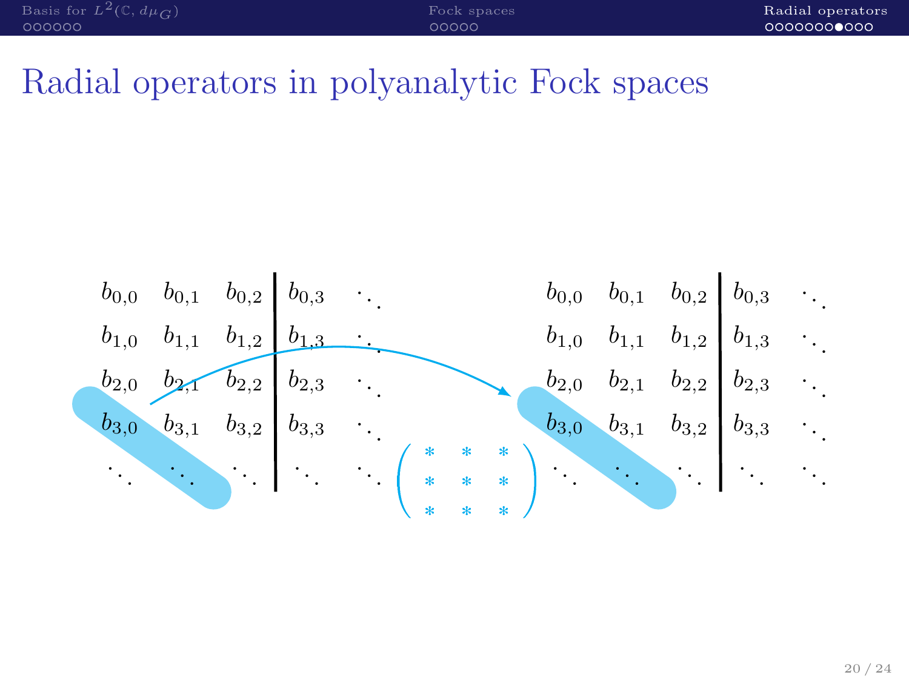# Radial operators in polyanalytic Fock spaces

$$
\begin{array}{ccc|cc}
b_{0,0} & b_{0,1} & b_{0,2} & b_{0,3} & \ddots \\
b_{1,0} & b_{1,1} & b_{1,2} & b_{1,3} & \ddots \\
b_{2,0} & b_{2,1} & b_{2,2} & b_{2,3} & \ddots \\
b_{3,0} & b_{3,1} & b_{3,2} & b_{3,3} & \ddots \\
\ddots & \ddots & \ddots & \ddots & \ddots
\end{array}
\quad
\begin{pmatrix}
* & * & * \\
* & * & * \\
* & * & *
\end{pmatrix}
\quad
\begin{array}{ccc|cc}
b_{0,0} & b_{0,1} & b_{0,2} & b_{0,3} & \ddots \\
b_{1,0} & b_{1,1} & b_{1,2} & b_{1,3} & \ddots \\
b_{2,0} & b_{2,1} & b_{2,2} & b_{2,3} & \ddots \\
b_{3,0} & b_{3,1} & b_{3,2} & b_{3,3} & \ddots \\
\ddots & \ddots & \ddots & \ddots & \ddots
\end{array}
$$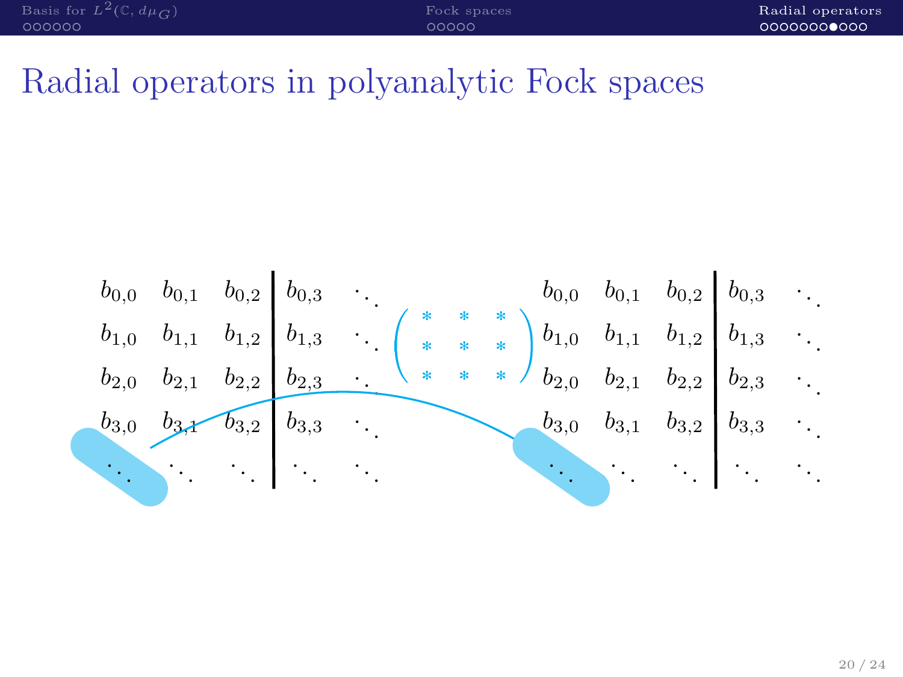# Radial operators in polyanalytic Fock spaces

$$
\begin{array}{ccc|cc}
b_{0,0} & b_{0,1} & b_{0,2} & b_{0,3} & \ddots \\
b_{1,0} & b_{1,1} & b_{1,2} & b_{1,3} & \ddots \\
b_{2,0} & b_{2,1} & b_{2,2} & b_{2,3} & \ddots \\
b_{3,0} & b_{3,1} & b_{3,2} & b_{3,3} & \ddots \\
\ddots & \ddots & \ddots & \ddots & \ddots
\end{array}
\quad
\begin{pmatrix}
* & * & * \\
* & * & * \\
* & * & *
\end{pmatrix}
\quad
\begin{array}{ccc|cc}
b_{0,0} & b_{0,1} & b_{0,2} & b_{0,3} & \ddots \\
b_{1,0} & b_{1,1} & b_{1,2} & b_{1,3} & \ddots \\
b_{2,0} & b_{2,1} & b_{2,2} & b_{2,3} & \ddots \\
b_{3,0} & b_{3,1} & b_{3,2} & b_{3,3} & \ddots \\
\ddots & \ddots & \ddots & \ddots & \ddots
\end{array}
$$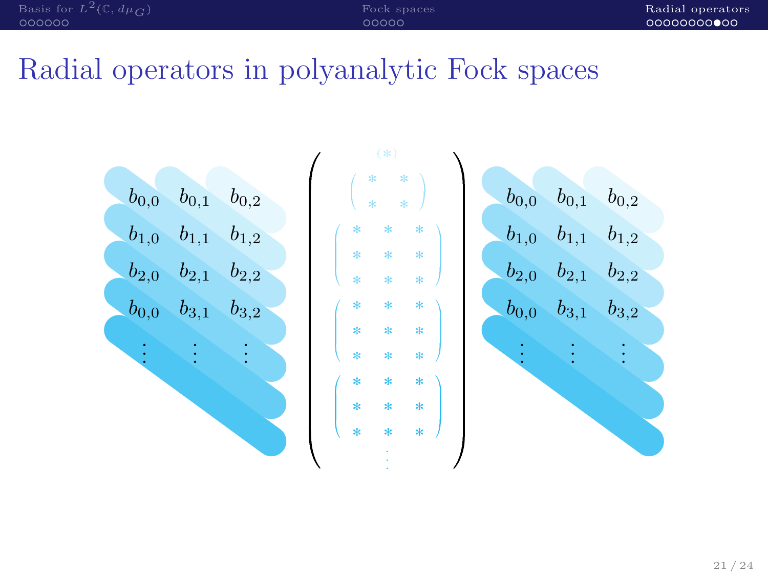# Radial operators in polyanalytic Fock spaces

$$
\begin{matrix}
b_{0,0} & b_{0,1} & b_{0,2} \\
b_{1,0} & b_{1,1} & b_{1,2} \\
b_{2,0} & b_{2,1} & b_{2,2} \\
b_{0,0} & b_{3,1} & b_{3,2} \\
\vdots & \vdots & \vdots
\end{matrix}
\quad
\begin{pmatrix}
(*) \\
\begin{pmatrix} * & * \\ * & * \end{pmatrix} \\
\begin{pmatrix} * & * & * \\ * & * & * \\ * & * & * \end{pmatrix} \\
\begin{pmatrix} * & * & * \\ * & * & * \\ * & * & * \end{pmatrix} \\
\begin{pmatrix} * & * & * \\ * & * & * \\ * & * & * \end{pmatrix} \\
\vdots
\end{pmatrix}
\quad
\begin{matrix}
b_{0,0} & b_{0,1} & b_{0,2} \\
b_{1,0} & b_{1,1} & b_{1,2} \\
b_{2,0} & b_{2,1} & b_{2,2} \\
b_{0,0} & b_{3,1} & b_{3,2} \\
\vdots & \vdots & \vdots
\end{matrix}
$$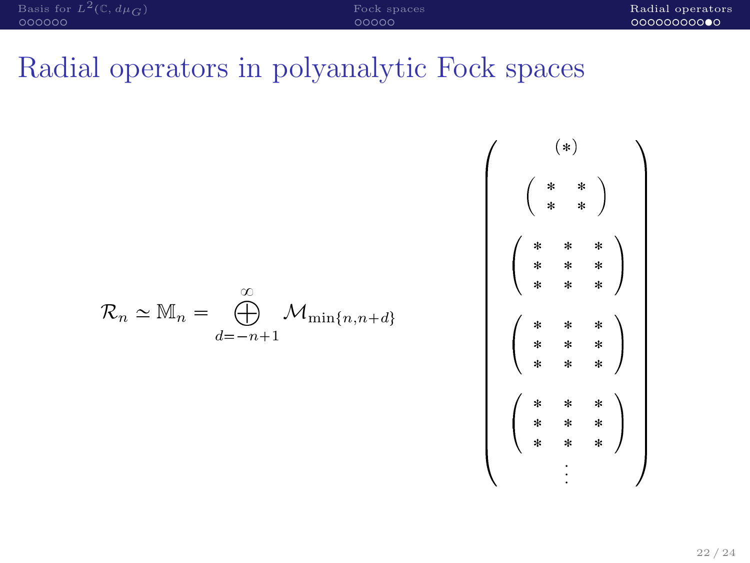# Radial operators in polyanalytic Fock spaces

$$\mathcal{R}_n \simeq \mathbb{M}_n = \bigoplus_{d=-n+1}^{\infty} \mathcal{M}_{\min\{n,n+d\}}$$

$$\begin{pmatrix} (*) \\ \begin{pmatrix} * & * \\ * & * \end{pmatrix} \\ \begin{pmatrix} * & * & * \\ * & * & * \\ * & * & * \end{pmatrix} \\ \begin{pmatrix} * & * & * \\ * & * & * \\ * & * & * \end{pmatrix} \\ \begin{pmatrix} * & * & * \\ * & * & * \\ * & * & * \end{pmatrix} \\ \vdots \end{pmatrix}$$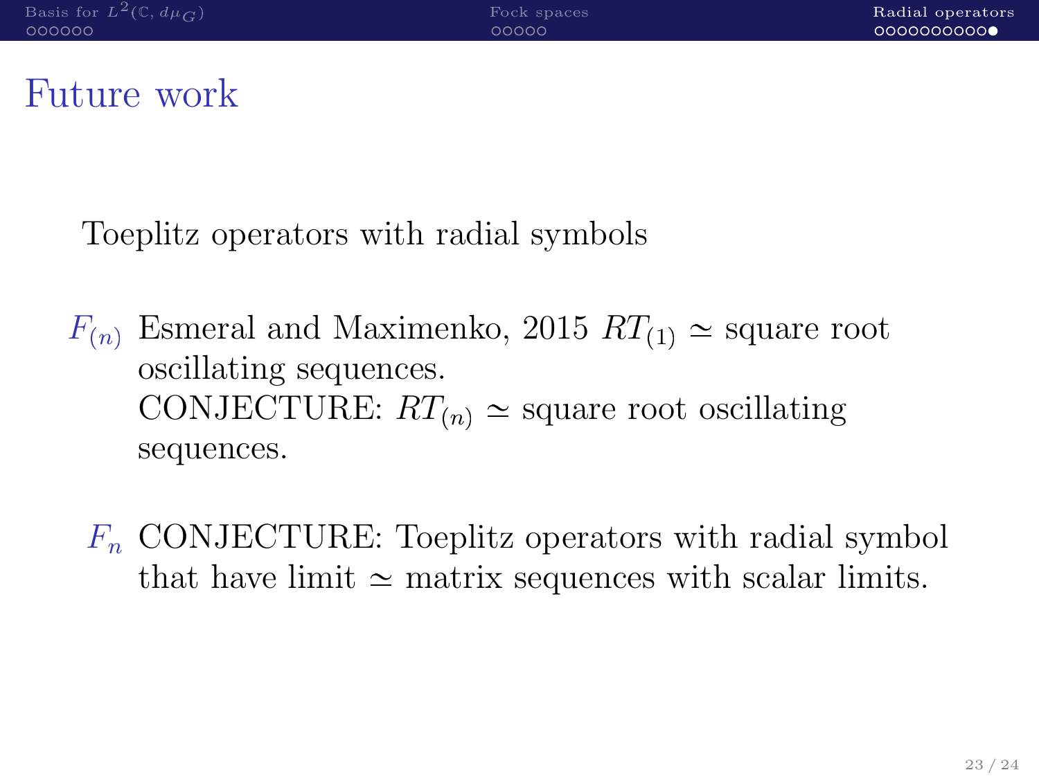# Future work

Toeplitz operators with radial symbols

$F_{(n)}$ Esmeral and Maximenko, 2015 $RT_{(1)} \simeq$ square root oscillating sequences.
CONJECTURE: $RT_{(n)} \simeq$ square root oscillating sequences.

$F_n$ CONJECTURE: Toeplitz operators with radial symbol that have limit $\simeq$ matrix sequences with scalar limits.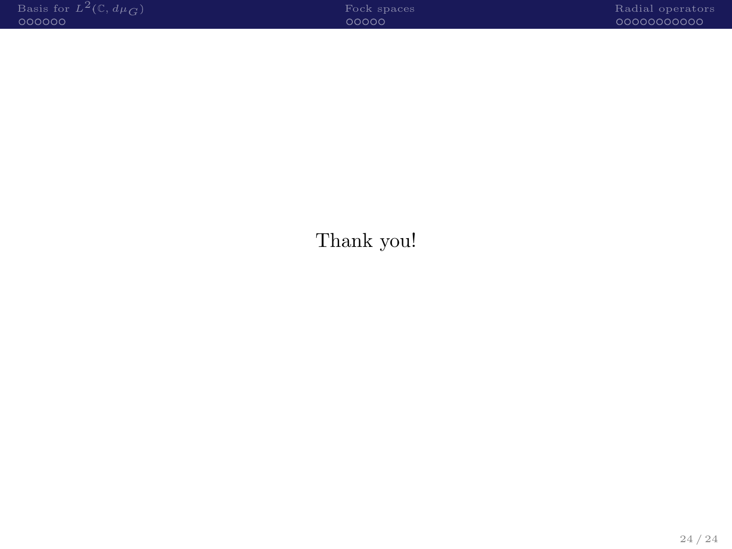Thank you!